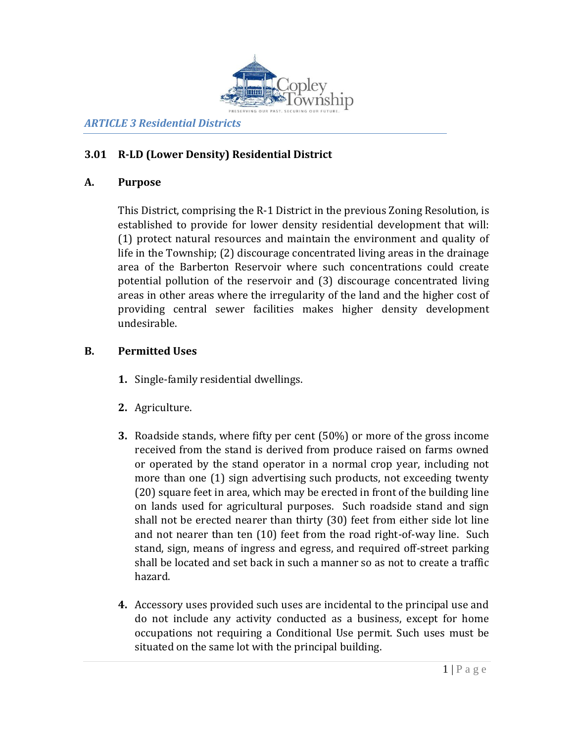*ARTICLE 3 Residential Districts*

## 3.01 R-LD (Lower Density) Residential District

### A. Purpose

This District, comprising the R-1 District in the previous Zoning Resolution, is established to provide for lower density residential development that will: (1) protect natural resources and maintain the environment and quality of life in the Township; (2) discourage concentrated living areas in the drainage area of the Barberton Reservoir where such concentrations could create potential pollution of the reservoir and (3) discourage concentrated living areas in other areas where the irregularity of the land and the higher cost of providing central sewer facilities makes higher density development undesirable.

### B. Permitted Uses

1. Single-family residential dwellings.

2. Agriculture.

3. Roadside stands, where fifty per cent (50%) or more of the gross income received from the stand is derived from produce raised on farms owned or operated by the stand operator in a normal crop year, including not more than one (1) sign advertising such products, not exceeding twenty (20) square feet in area, which may be erected in front of the building line on lands used for agricultural purposes. Such roadside stand and sign shall not be erected nearer than thirty (30) feet from either side lot line and not nearer than ten (10) feet from the road right-of-way line. Such stand, sign, means of ingress and egress, and required off-street parking shall be located and set back in such a manner so as not to create a traffic hazard.

4. Accessory uses provided such uses are incidental to the principal use and do not include any activity conducted as a business, except for home occupations not requiring a Conditional Use permit. Such uses must be situated on the same lot with the principal building.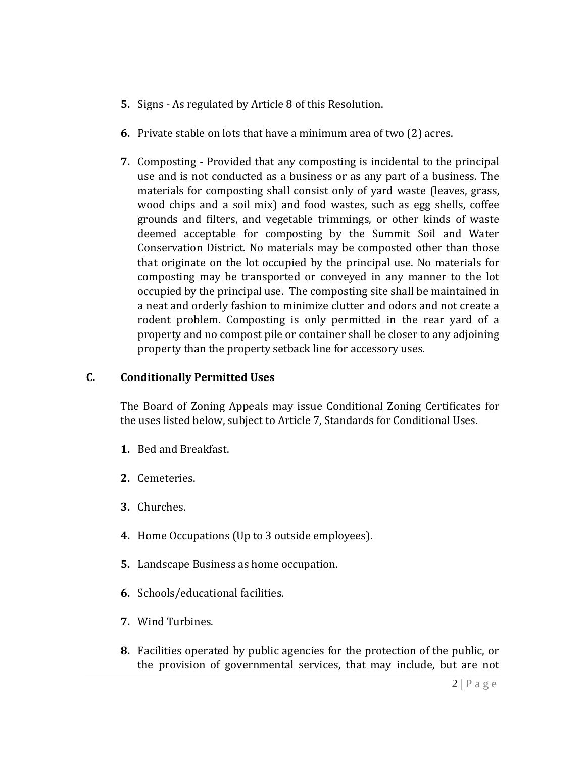5. Signs - As regulated by Article 8 of this Resolution.

6. Private stable on lots that have a minimum area of two (2) acres.

7. Composting - Provided that any composting is incidental to the principal use and is not conducted as a business or as any part of a business. The materials for composting shall consist only of yard waste (leaves, grass, wood chips and a soil mix) and food wastes, such as egg shells, coffee grounds and filters, and vegetable trimmings, or other kinds of waste deemed acceptable for composting by the Summit Soil and Water Conservation District. No materials may be composted other than those that originate on the lot occupied by the principal use. No materials for composting may be transported or conveyed in any manner to the lot occupied by the principal use. The composting site shall be maintained in a neat and orderly fashion to minimize clutter and odors and not create a rodent problem. Composting is only permitted in the rear yard of a property and no compost pile or container shall be closer to any adjoining property than the property setback line for accessory uses.

## C. Conditionally Permitted Uses

The Board of Zoning Appeals may issue Conditional Zoning Certificates for the uses listed below, subject to Article 7, Standards for Conditional Uses.

1. Bed and Breakfast.

2. Cemeteries.

3. Churches.

4. Home Occupations (Up to 3 outside employees).

5. Landscape Business as home occupation.

6. Schools/educational facilities.

7. Wind Turbines.

8. Facilities operated by public agencies for the protection of the public, or the provision of governmental services, that may include, but are not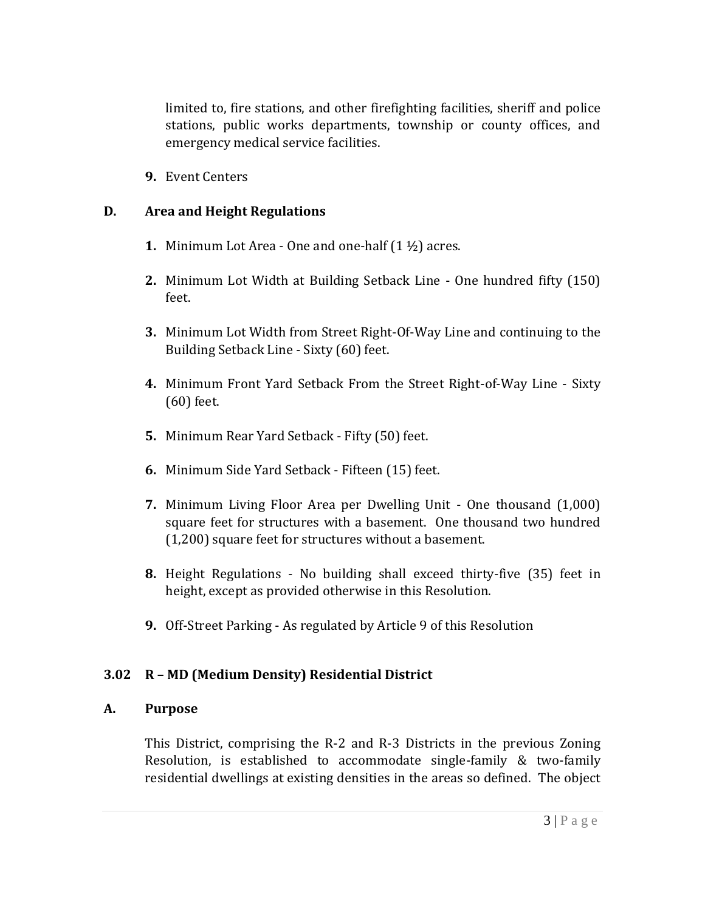limited to, fire stations, and other firefighting facilities, sheriff and police stations, public works departments, township or county offices, and emergency medical service facilities.

9. Event Centers

### D. Area and Height Regulations

1. Minimum Lot Area - One and one-half (1 ½) acres.

2. Minimum Lot Width at Building Setback Line - One hundred fifty (150) feet.

3. Minimum Lot Width from Street Right-Of-Way Line and continuing to the Building Setback Line - Sixty (60) feet.

4. Minimum Front Yard Setback From the Street Right-of-Way Line - Sixty (60) feet.

5. Minimum Rear Yard Setback - Fifty (50) feet.

6. Minimum Side Yard Setback - Fifteen (15) feet.

7. Minimum Living Floor Area per Dwelling Unit - One thousand (1,000) square feet for structures with a basement. One thousand two hundred (1,200) square feet for structures without a basement.

8. Height Regulations - No building shall exceed thirty-five (35) feet in height, except as provided otherwise in this Resolution.

9. Off-Street Parking - As regulated by Article 9 of this Resolution

## 3.02 R – MD (Medium Density) Residential District

### A. Purpose

This District, comprising the R-2 and R-3 Districts in the previous Zoning Resolution, is established to accommodate single-family & two-family residential dwellings at existing densities in the areas so defined. The object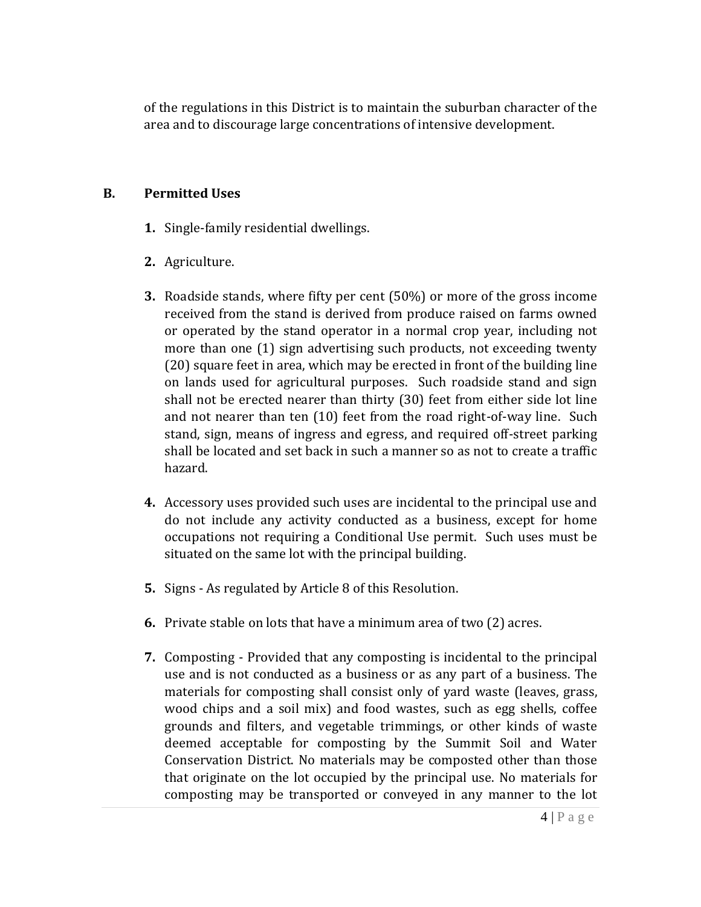of the regulations in this District is to maintain the suburban character of the area and to discourage large concentrations of intensive development.

## B. Permitted Uses

1. Single-family residential dwellings.

2. Agriculture.

3. Roadside stands, where fifty per cent (50%) or more of the gross income received from the stand is derived from produce raised on farms owned or operated by the stand operator in a normal crop year, including not more than one (1) sign advertising such products, not exceeding twenty (20) square feet in area, which may be erected in front of the building line on lands used for agricultural purposes. Such roadside stand and sign shall not be erected nearer than thirty (30) feet from either side lot line and not nearer than ten (10) feet from the road right-of-way line. Such stand, sign, means of ingress and egress, and required off-street parking shall be located and set back in such a manner so as not to create a traffic hazard.

4. Accessory uses provided such uses are incidental to the principal use and do not include any activity conducted as a business, except for home occupations not requiring a Conditional Use permit. Such uses must be situated on the same lot with the principal building.

5. Signs - As regulated by Article 8 of this Resolution.

6. Private stable on lots that have a minimum area of two (2) acres.

7. Composting - Provided that any composting is incidental to the principal use and is not conducted as a business or as any part of a business. The materials for composting shall consist only of yard waste (leaves, grass, wood chips and a soil mix) and food wastes, such as egg shells, coffee grounds and filters, and vegetable trimmings, or other kinds of waste deemed acceptable for composting by the Summit Soil and Water Conservation District. No materials may be composted other than those that originate on the lot occupied by the principal use. No materials for composting may be transported or conveyed in any manner to the lot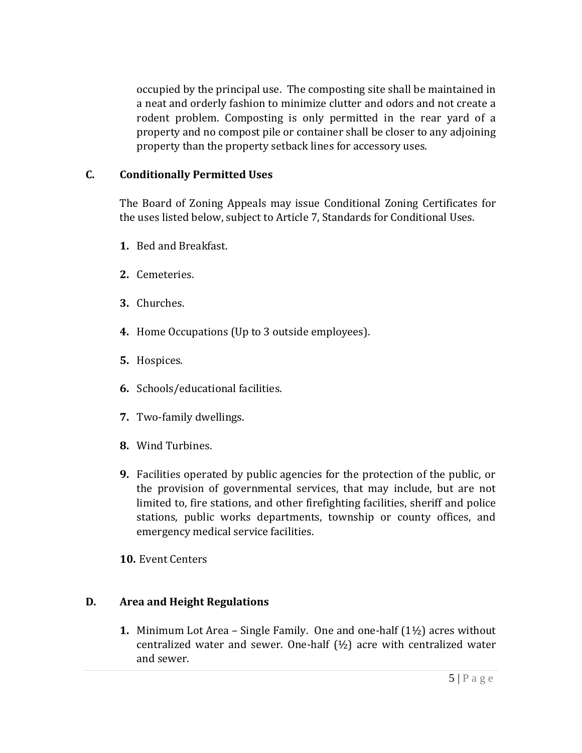occupied by the principal use. The composting site shall be maintained in a neat and orderly fashion to minimize clutter and odors and not create a rodent problem. Composting is only permitted in the rear yard of a property and no compost pile or container shall be closer to any adjoining property than the property setback lines for accessory uses.

### C. Conditionally Permitted Uses

The Board of Zoning Appeals may issue Conditional Zoning Certificates for the uses listed below, subject to Article 7, Standards for Conditional Uses.

**1.** Bed and Breakfast.

**2.** Cemeteries.

**3.** Churches.

**4.** Home Occupations (Up to 3 outside employees).

**5.** Hospices.

**6.** Schools/educational facilities.

**7.** Two-family dwellings.

**8.** Wind Turbines.

**9.** Facilities operated by public agencies for the protection of the public, or the provision of governmental services, that may include, but are not limited to, fire stations, and other firefighting facilities, sheriff and police stations, public works departments, township or county offices, and emergency medical service facilities.

**10.** Event Centers

### D. Area and Height Regulations

**1.** Minimum Lot Area – Single Family. One and one-half (1½) acres without centralized water and sewer. One-half (½) acre with centralized water and sewer.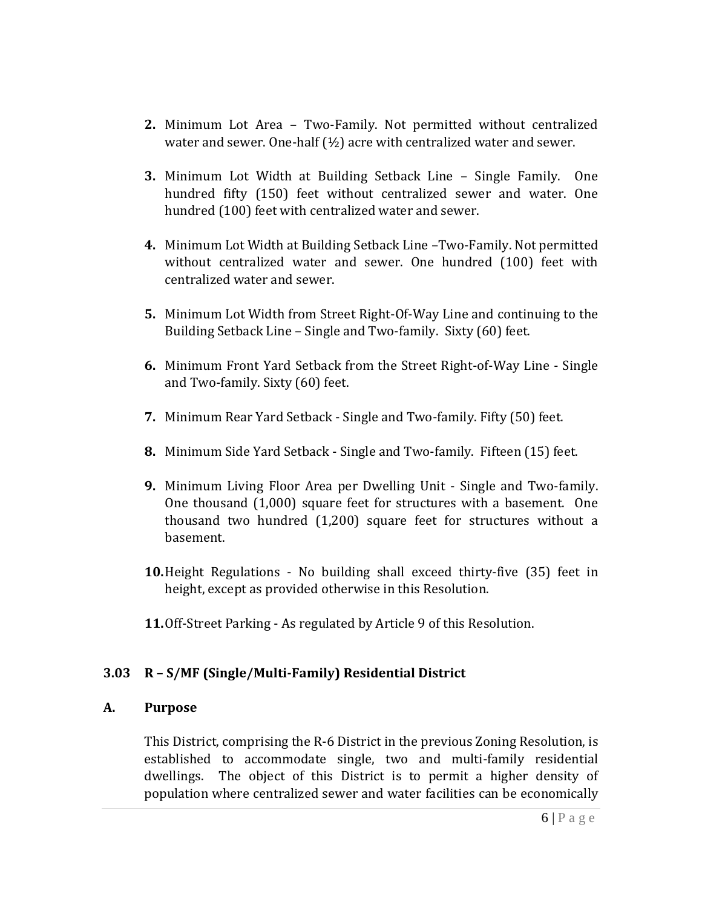2. Minimum Lot Area – Two-Family. Not permitted without centralized water and sewer. One-half (½) acre with centralized water and sewer.

3. Minimum Lot Width at Building Setback Line – Single Family. One hundred fifty (150) feet without centralized sewer and water. One hundred (100) feet with centralized water and sewer.

4. Minimum Lot Width at Building Setback Line –Two-Family. Not permitted without centralized water and sewer. One hundred (100) feet with centralized water and sewer.

5. Minimum Lot Width from Street Right-Of-Way Line and continuing to the Building Setback Line – Single and Two-family. Sixty (60) feet.

6. Minimum Front Yard Setback from the Street Right-of-Way Line - Single and Two-family. Sixty (60) feet.

7. Minimum Rear Yard Setback - Single and Two-family. Fifty (50) feet.

8. Minimum Side Yard Setback - Single and Two-family. Fifteen (15) feet.

9. Minimum Living Floor Area per Dwelling Unit - Single and Two-family. One thousand (1,000) square feet for structures with a basement. One thousand two hundred (1,200) square feet for structures without a basement.

10. Height Regulations - No building shall exceed thirty-five (35) feet in height, except as provided otherwise in this Resolution.

11. Off-Street Parking - As regulated by Article 9 of this Resolution.

### 3.03 R – S/MF (Single/Multi-Family) Residential District

**A. Purpose**

This District, comprising the R-6 District in the previous Zoning Resolution, is established to accommodate single, two and multi-family residential dwellings. The object of this District is to permit a higher density of population where centralized sewer and water facilities can be economically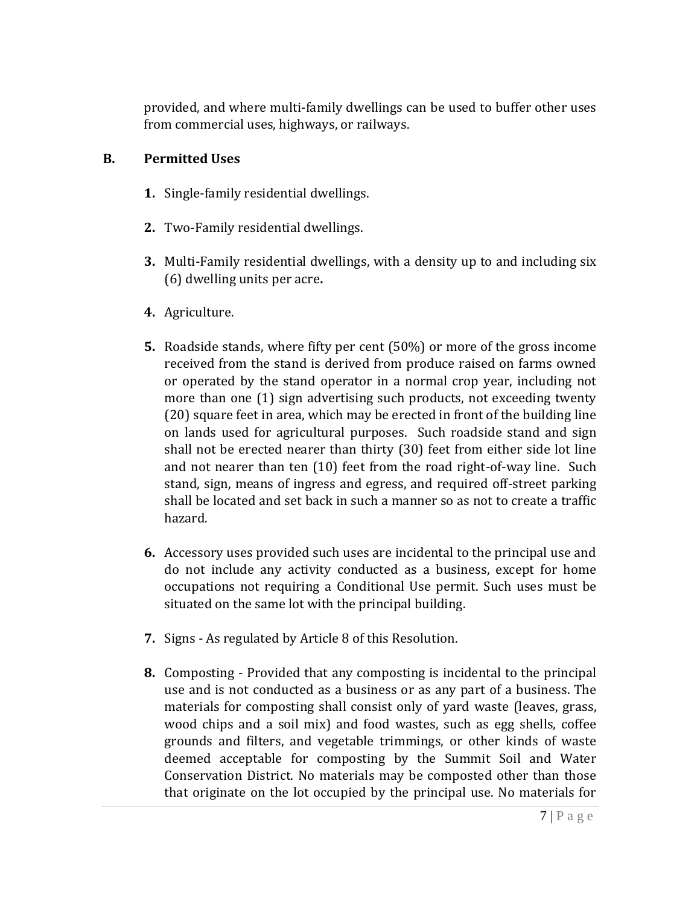provided, and where multi-family dwellings can be used to buffer other uses from commercial uses, highways, or railways.

### B. Permitted Uses

**1.** Single-family residential dwellings.

**2.** Two-Family residential dwellings.

**3.** Multi-Family residential dwellings, with a density up to and including six (6) dwelling units per acre**.**

**4.** Agriculture.

**5.** Roadside stands, where fifty per cent (50%) or more of the gross income received from the stand is derived from produce raised on farms owned or operated by the stand operator in a normal crop year, including not more than one (1) sign advertising such products, not exceeding twenty (20) square feet in area, which may be erected in front of the building line on lands used for agricultural purposes. Such roadside stand and sign shall not be erected nearer than thirty (30) feet from either side lot line and not nearer than ten (10) feet from the road right-of-way line. Such stand, sign, means of ingress and egress, and required off-street parking shall be located and set back in such a manner so as not to create a traffic hazard.

**6.** Accessory uses provided such uses are incidental to the principal use and do not include any activity conducted as a business, except for home occupations not requiring a Conditional Use permit. Such uses must be situated on the same lot with the principal building.

**7.** Signs - As regulated by Article 8 of this Resolution.

**8.** Composting - Provided that any composting is incidental to the principal use and is not conducted as a business or as any part of a business. The materials for composting shall consist only of yard waste (leaves, grass, wood chips and a soil mix) and food wastes, such as egg shells, coffee grounds and filters, and vegetable trimmings, or other kinds of waste deemed acceptable for composting by the Summit Soil and Water Conservation District. No materials may be composted other than those that originate on the lot occupied by the principal use. No materials for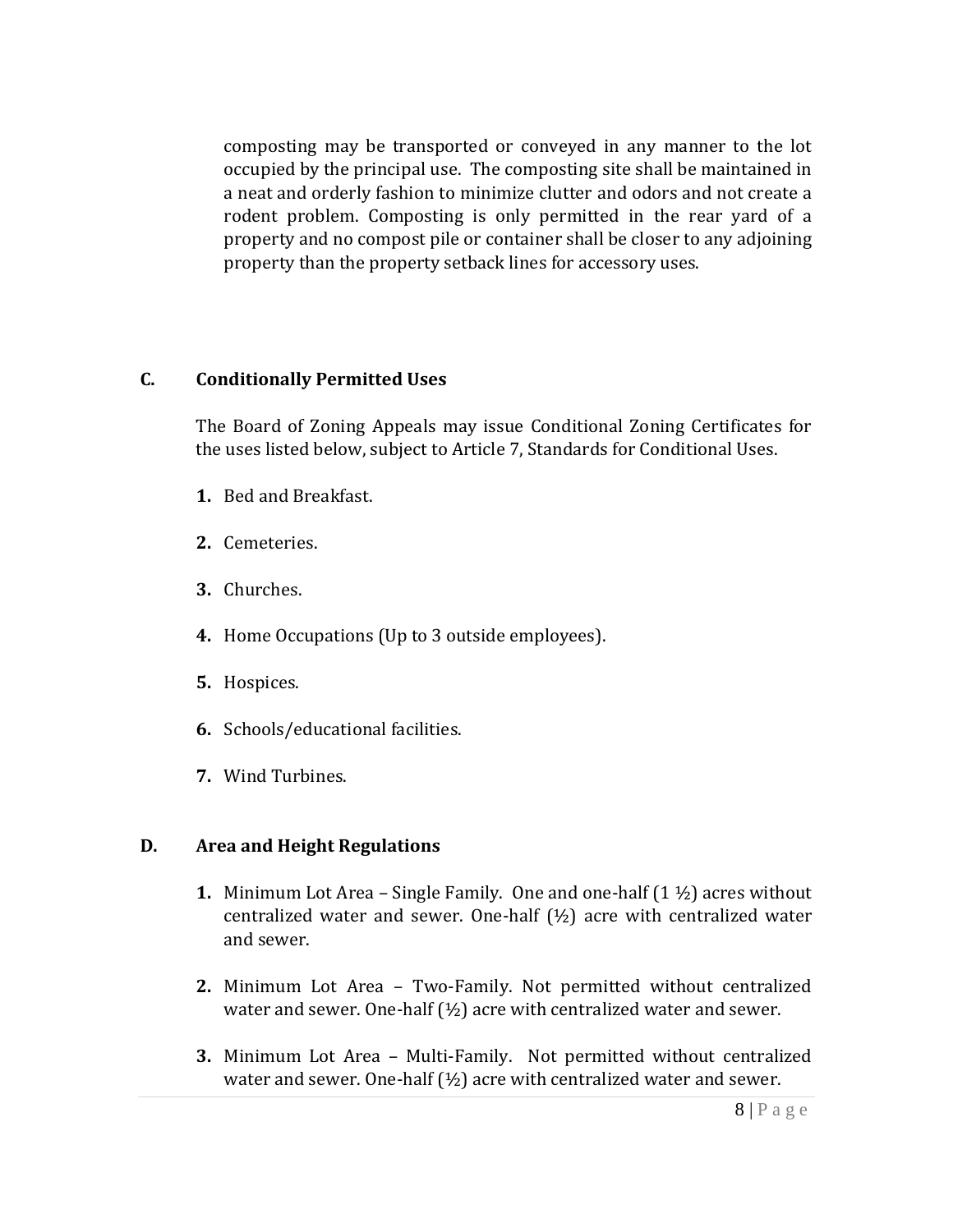composting may be transported or conveyed in any manner to the lot occupied by the principal use. The composting site shall be maintained in a neat and orderly fashion to minimize clutter and odors and not create a rodent problem. Composting is only permitted in the rear yard of a property and no compost pile or container shall be closer to any adjoining property than the property setback lines for accessory uses.

## C. Conditionally Permitted Uses

The Board of Zoning Appeals may issue Conditional Zoning Certificates for the uses listed below, subject to Article 7, Standards for Conditional Uses.

1. Bed and Breakfast.
2. Cemeteries.
3. Churches.
4. Home Occupations (Up to 3 outside employees).
5. Hospices.
6. Schools/educational facilities.
7. Wind Turbines.

## D. Area and Height Regulations

1. Minimum Lot Area – Single Family. One and one-half (1 ½) acres without centralized water and sewer. One-half (½) acre with centralized water and sewer.
2. Minimum Lot Area – Two-Family. Not permitted without centralized water and sewer. One-half (½) acre with centralized water and sewer.
3. Minimum Lot Area – Multi-Family. Not permitted without centralized water and sewer. One-half (½) acre with centralized water and sewer.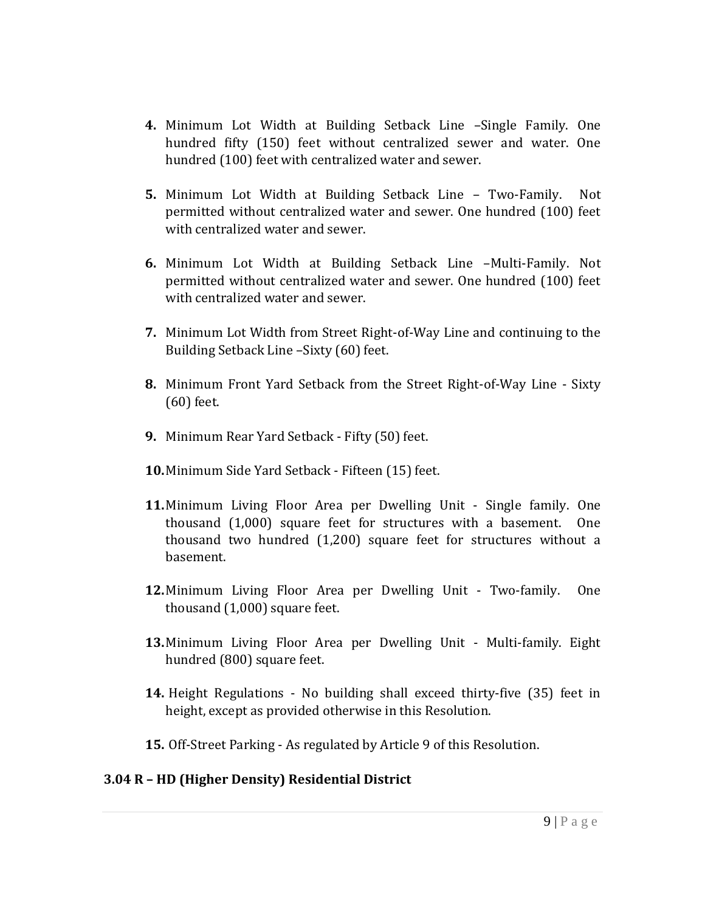4. Minimum Lot Width at Building Setback Line –Single Family. One hundred fifty (150) feet without centralized sewer and water. One hundred (100) feet with centralized water and sewer.

5. Minimum Lot Width at Building Setback Line – Two-Family. Not permitted without centralized water and sewer. One hundred (100) feet with centralized water and sewer.

6. Minimum Lot Width at Building Setback Line –Multi-Family. Not permitted without centralized water and sewer. One hundred (100) feet with centralized water and sewer.

7. Minimum Lot Width from Street Right-of-Way Line and continuing to the Building Setback Line –Sixty (60) feet.

8. Minimum Front Yard Setback from the Street Right-of-Way Line - Sixty (60) feet.

9. Minimum Rear Yard Setback - Fifty (50) feet.

10. Minimum Side Yard Setback - Fifteen (15) feet.

11. Minimum Living Floor Area per Dwelling Unit - Single family. One thousand (1,000) square feet for structures with a basement. One thousand two hundred (1,200) square feet for structures without a basement.

12. Minimum Living Floor Area per Dwelling Unit - Two-family. One thousand (1,000) square feet.

13. Minimum Living Floor Area per Dwelling Unit - Multi-family. Eight hundred (800) square feet.

14. Height Regulations - No building shall exceed thirty-five (35) feet in height, except as provided otherwise in this Resolution.

15. Off-Street Parking - As regulated by Article 9 of this Resolution.

### 3.04 R – HD (Higher Density) Residential District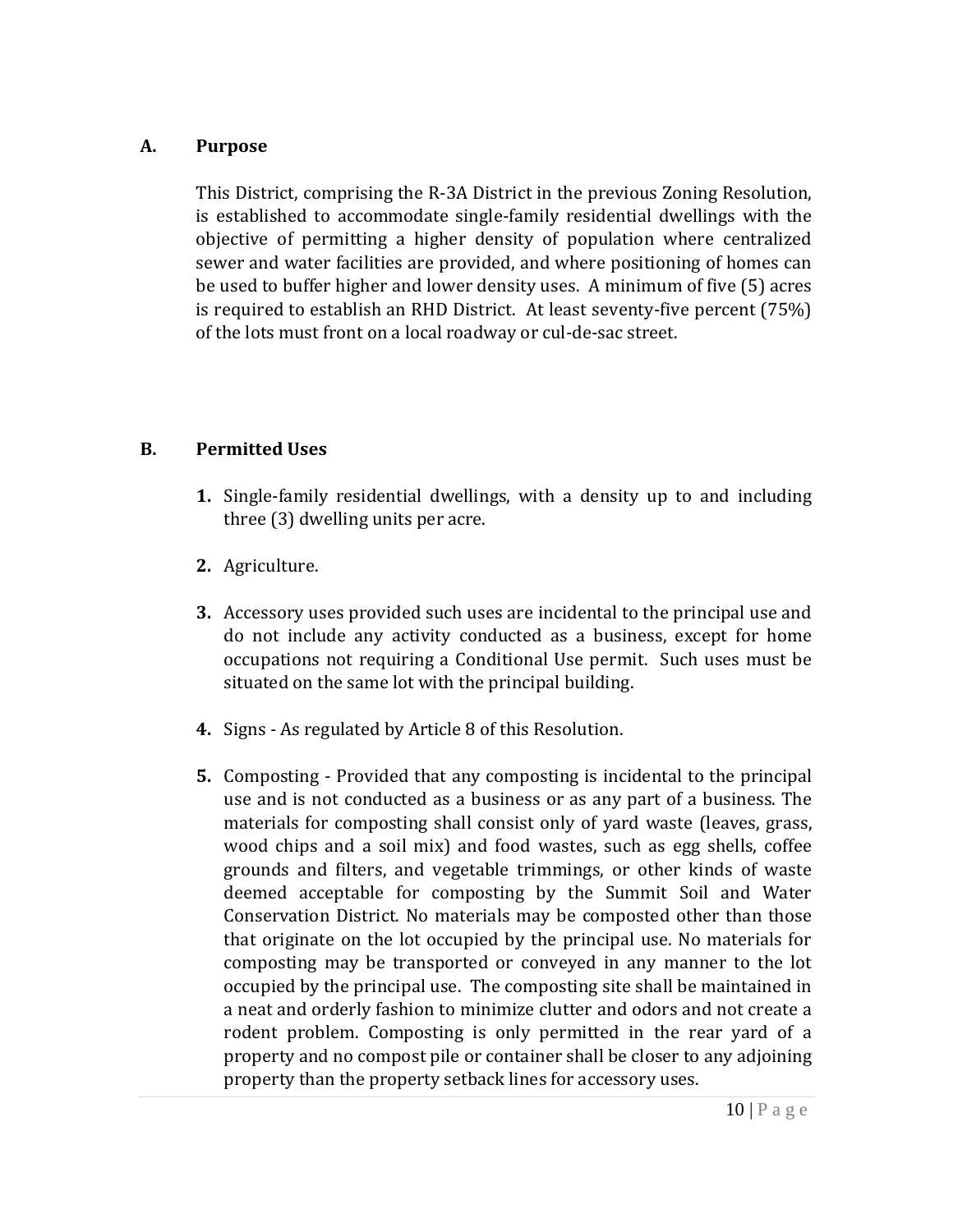## A. Purpose

This District, comprising the R-3A District in the previous Zoning Resolution, is established to accommodate single-family residential dwellings with the objective of permitting a higher density of population where centralized sewer and water facilities are provided, and where positioning of homes can be used to buffer higher and lower density uses. A minimum of five (5) acres is required to establish an RHD District. At least seventy-five percent (75%) of the lots must front on a local roadway or cul-de-sac street.

## B. Permitted Uses

1. Single-family residential dwellings, with a density up to and including three (3) dwelling units per acre.

2. Agriculture.

3. Accessory uses provided such uses are incidental to the principal use and do not include any activity conducted as a business, except for home occupations not requiring a Conditional Use permit. Such uses must be situated on the same lot with the principal building.

4. Signs - As regulated by Article 8 of this Resolution.

5. Composting - Provided that any composting is incidental to the principal use and is not conducted as a business or as any part of a business. The materials for composting shall consist only of yard waste (leaves, grass, wood chips and a soil mix) and food wastes, such as egg shells, coffee grounds and filters, and vegetable trimmings, or other kinds of waste deemed acceptable for composting by the Summit Soil and Water Conservation District. No materials may be composted other than those that originate on the lot occupied by the principal use. No materials for composting may be transported or conveyed in any manner to the lot occupied by the principal use. The composting site shall be maintained in a neat and orderly fashion to minimize clutter and odors and not create a rodent problem. Composting is only permitted in the rear yard of a property and no compost pile or container shall be closer to any adjoining property than the property setback lines for accessory uses.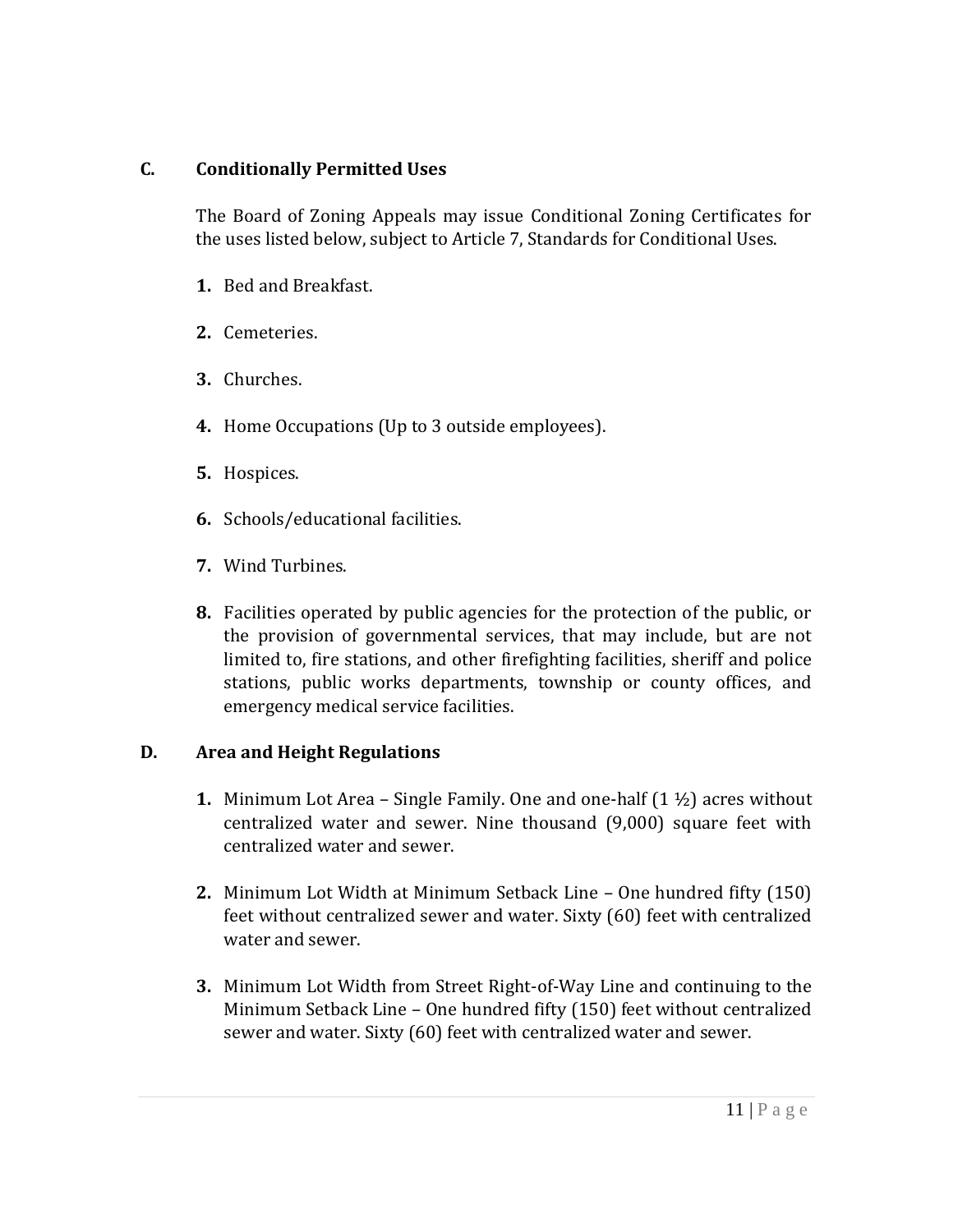### C. Conditionally Permitted Uses

The Board of Zoning Appeals may issue Conditional Zoning Certificates for the uses listed below, subject to Article 7, Standards for Conditional Uses.

1. Bed and Breakfast.
2. Cemeteries.
3. Churches.
4. Home Occupations (Up to 3 outside employees).
5. Hospices.
6. Schools/educational facilities.
7. Wind Turbines.
8. Facilities operated by public agencies for the protection of the public, or the provision of governmental services, that may include, but are not limited to, fire stations, and other firefighting facilities, sheriff and police stations, public works departments, township or county offices, and emergency medical service facilities.

### D. Area and Height Regulations

1. Minimum Lot Area – Single Family. One and one-half (1 ½) acres without centralized water and sewer. Nine thousand (9,000) square feet with centralized water and sewer.
2. Minimum Lot Width at Minimum Setback Line – One hundred fifty (150) feet without centralized sewer and water. Sixty (60) feet with centralized water and sewer.
3. Minimum Lot Width from Street Right-of-Way Line and continuing to the Minimum Setback Line – One hundred fifty (150) feet without centralized sewer and water. Sixty (60) feet with centralized water and sewer.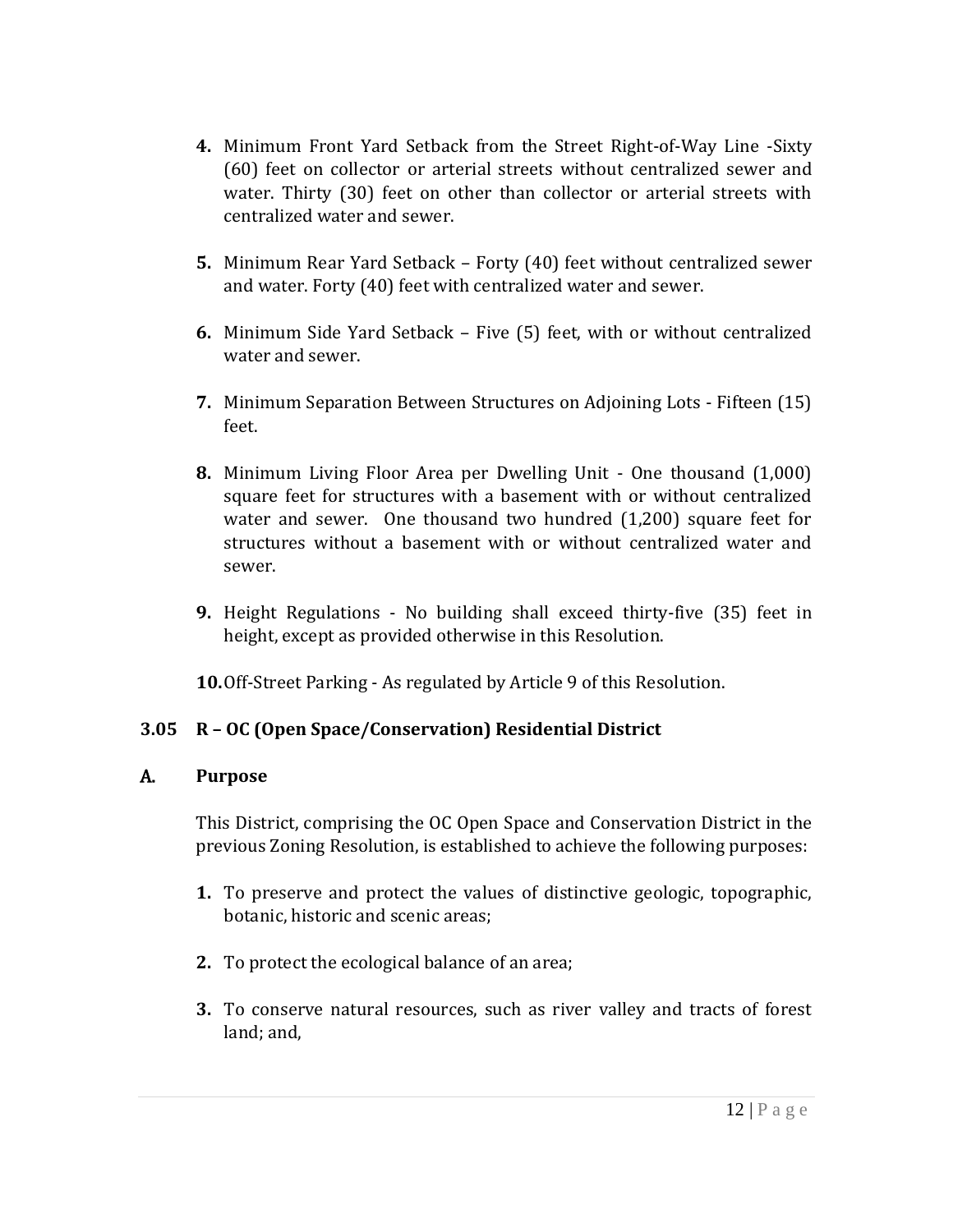4. Minimum Front Yard Setback from the Street Right-of-Way Line -Sixty (60) feet on collector or arterial streets without centralized sewer and water. Thirty (30) feet on other than collector or arterial streets with centralized water and sewer.

5. Minimum Rear Yard Setback – Forty (40) feet without centralized sewer and water. Forty (40) feet with centralized water and sewer.

6. Minimum Side Yard Setback – Five (5) feet, with or without centralized water and sewer.

7. Minimum Separation Between Structures on Adjoining Lots - Fifteen (15) feet.

8. Minimum Living Floor Area per Dwelling Unit - One thousand (1,000) square feet for structures with a basement with or without centralized water and sewer. One thousand two hundred (1,200) square feet for structures without a basement with or without centralized water and sewer.

9. Height Regulations - No building shall exceed thirty-five (35) feet in height, except as provided otherwise in this Resolution.

10. Off-Street Parking - As regulated by Article 9 of this Resolution.

## 3.05 R – OC (Open Space/Conservation) Residential District

### A. Purpose

This District, comprising the OC Open Space and Conservation District in the previous Zoning Resolution, is established to achieve the following purposes:

1. To preserve and protect the values of distinctive geologic, topographic, botanic, historic and scenic areas;

2. To protect the ecological balance of an area;

3. To conserve natural resources, such as river valley and tracts of forest land; and,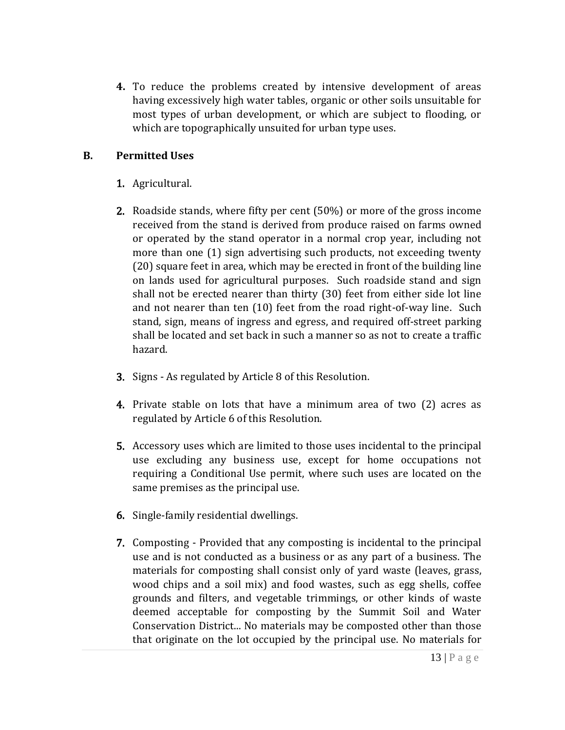4. To reduce the problems created by intensive development of areas having excessively high water tables, organic or other soils unsuitable for most types of urban development, or which are subject to flooding, or which are topographically unsuited for urban type uses.

## B. Permitted Uses

1. Agricultural.

2. Roadside stands, where fifty per cent (50%) or more of the gross income received from the stand is derived from produce raised on farms owned or operated by the stand operator in a normal crop year, including not more than one (1) sign advertising such products, not exceeding twenty (20) square feet in area, which may be erected in front of the building line on lands used for agricultural purposes. Such roadside stand and sign shall not be erected nearer than thirty (30) feet from either side lot line and not nearer than ten (10) feet from the road right-of-way line. Such stand, sign, means of ingress and egress, and required off-street parking shall be located and set back in such a manner so as not to create a traffic hazard.

3. Signs - As regulated by Article 8 of this Resolution.

4. Private stable on lots that have a minimum area of two (2) acres as regulated by Article 6 of this Resolution.

5. Accessory uses which are limited to those uses incidental to the principal use excluding any business use, except for home occupations not requiring a Conditional Use permit, where such uses are located on the same premises as the principal use.

6. Single-family residential dwellings.

7. Composting - Provided that any composting is incidental to the principal use and is not conducted as a business or as any part of a business. The materials for composting shall consist only of yard waste (leaves, grass, wood chips and a soil mix) and food wastes, such as egg shells, coffee grounds and filters, and vegetable trimmings, or other kinds of waste deemed acceptable for composting by the Summit Soil and Water Conservation District... No materials may be composted other than those that originate on the lot occupied by the principal use. No materials for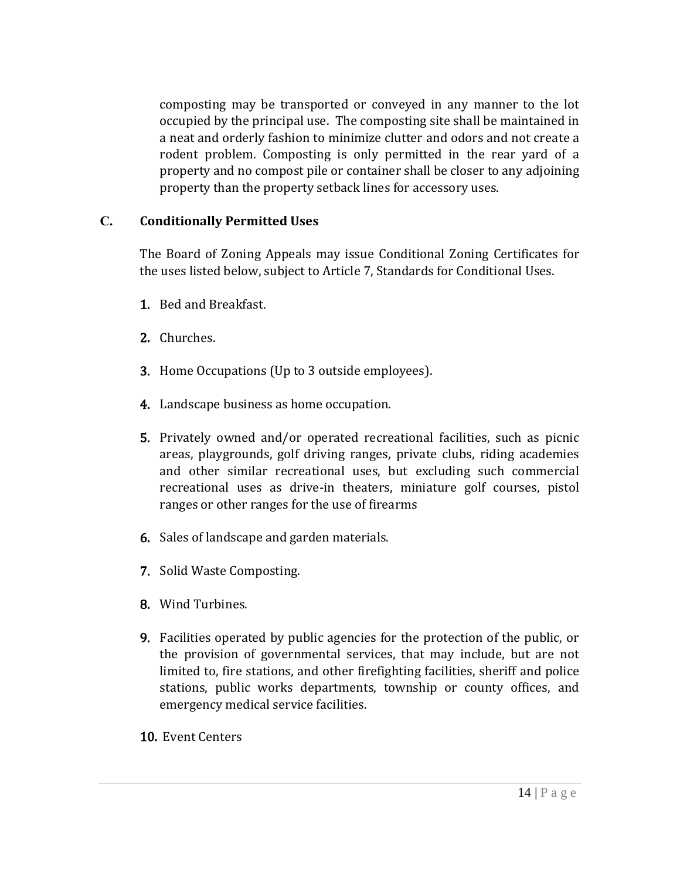composting may be transported or conveyed in any manner to the lot occupied by the principal use. The composting site shall be maintained in a neat and orderly fashion to minimize clutter and odors and not create a rodent problem. Composting is only permitted in the rear yard of a property and no compost pile or container shall be closer to any adjoining property than the property setback lines for accessory uses.

### C. Conditionally Permitted Uses

The Board of Zoning Appeals may issue Conditional Zoning Certificates for the uses listed below, subject to Article 7, Standards for Conditional Uses.

1. Bed and Breakfast.
2. Churches.
3. Home Occupations (Up to 3 outside employees).
4. Landscape business as home occupation.
5. Privately owned and/or operated recreational facilities, such as picnic areas, playgrounds, golf driving ranges, private clubs, riding academies and other similar recreational uses, but excluding such commercial recreational uses as drive-in theaters, miniature golf courses, pistol ranges or other ranges for the use of firearms
6. Sales of landscape and garden materials.
7. Solid Waste Composting.
8. Wind Turbines.
9. Facilities operated by public agencies for the protection of the public, or the provision of governmental services, that may include, but are not limited to, fire stations, and other firefighting facilities, sheriff and police stations, public works departments, township or county offices, and emergency medical service facilities.
10. Event Centers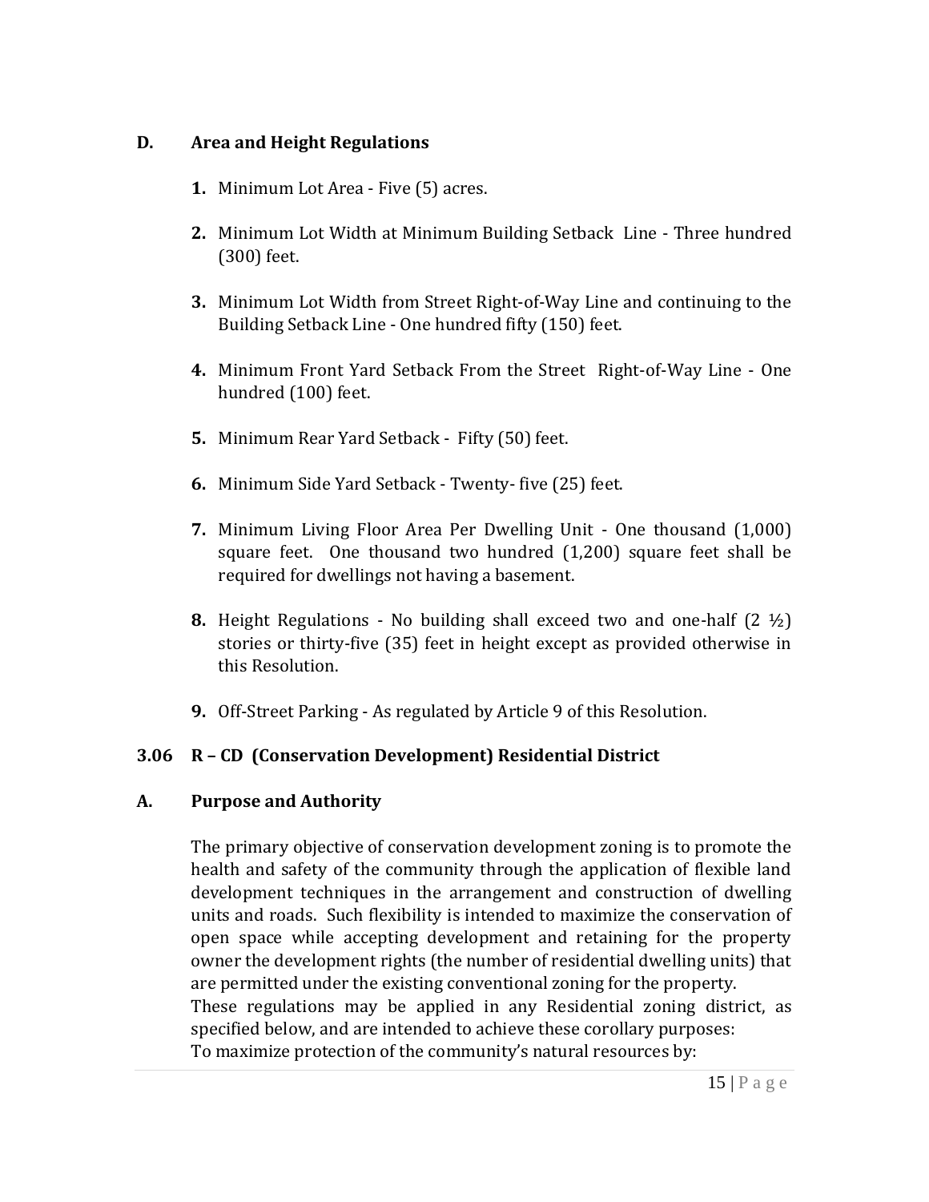## D. Area and Height Regulations

1. Minimum Lot Area - Five (5) acres.

2. Minimum Lot Width at Minimum Building Setback Line - Three hundred (300) feet.

3. Minimum Lot Width from Street Right-of-Way Line and continuing to the Building Setback Line - One hundred fifty (150) feet.

4. Minimum Front Yard Setback From the Street Right-of-Way Line - One hundred (100) feet.

5. Minimum Rear Yard Setback - Fifty (50) feet.

6. Minimum Side Yard Setback - Twenty- five (25) feet.

7. Minimum Living Floor Area Per Dwelling Unit - One thousand (1,000) square feet. One thousand two hundred (1,200) square feet shall be required for dwellings not having a basement.

8. Height Regulations - No building shall exceed two and one-half (2 ½) stories or thirty-five (35) feet in height except as provided otherwise in this Resolution.

9. Off-Street Parking - As regulated by Article 9 of this Resolution.

## 3.06 R – CD (Conservation Development) Residential District

## A. Purpose and Authority

The primary objective of conservation development zoning is to promote the health and safety of the community through the application of flexible land development techniques in the arrangement and construction of dwelling units and roads. Such flexibility is intended to maximize the conservation of open space while accepting development and retaining for the property owner the development rights (the number of residential dwelling units) that are permitted under the existing conventional zoning for the property.

These regulations may be applied in any Residential zoning district, as specified below, and are intended to achieve these corollary purposes:

To maximize protection of the community's natural resources by: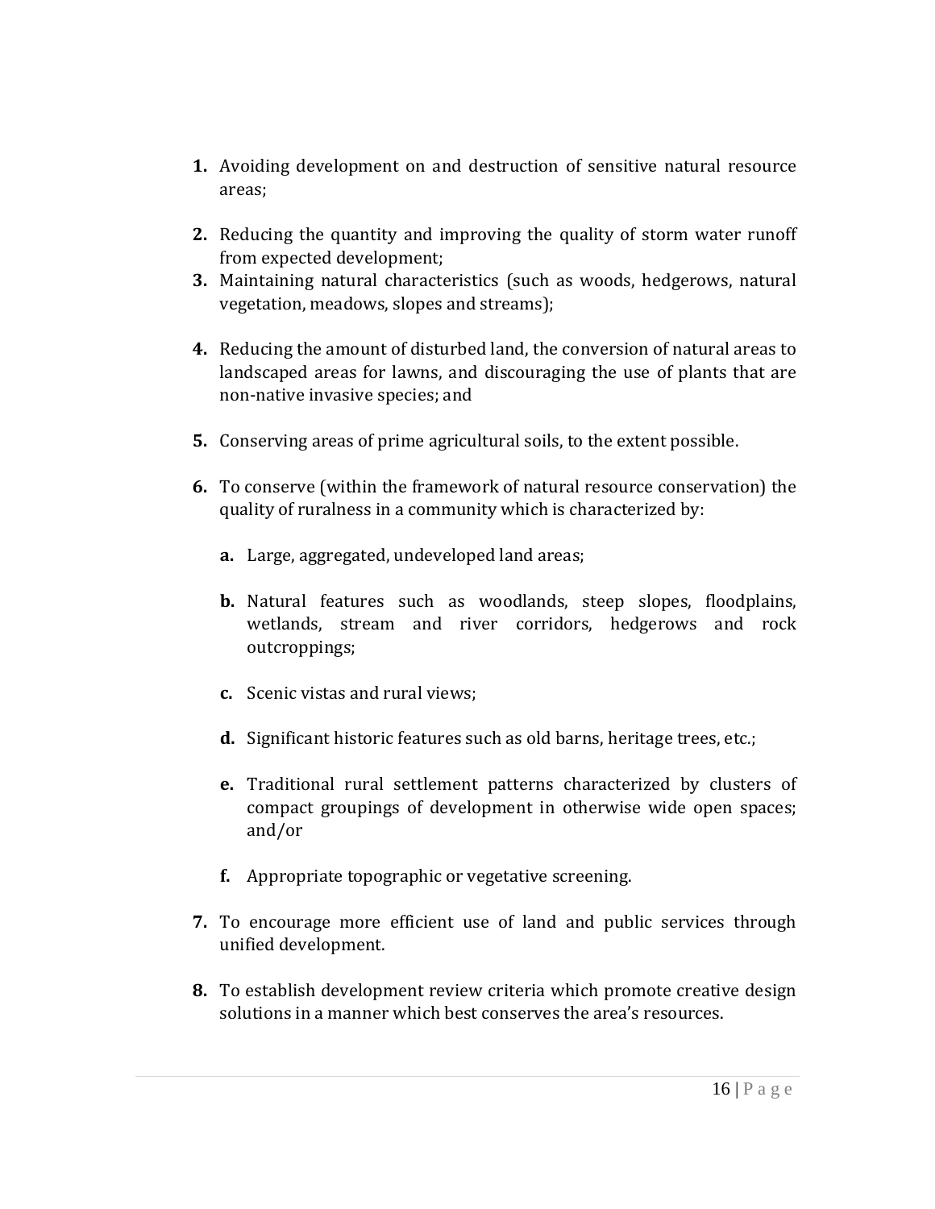1. Avoiding development on and destruction of sensitive natural resource areas;

2. Reducing the quantity and improving the quality of storm water runoff from expected development;

3. Maintaining natural characteristics (such as woods, hedgerows, natural vegetation, meadows, slopes and streams);

4. Reducing the amount of disturbed land, the conversion of natural areas to landscaped areas for lawns, and discouraging the use of plants that are non-native invasive species; and

5. Conserving areas of prime agricultural soils, to the extent possible.

6. To conserve (within the framework of natural resource conservation) the quality of ruralness in a community which is characterized by:

   a. Large, aggregated, undeveloped land areas;

   b. Natural features such as woodlands, steep slopes, floodplains, wetlands, stream and river corridors, hedgerows and rock outcroppings;

   c. Scenic vistas and rural views;

   d. Significant historic features such as old barns, heritage trees, etc.;

   e. Traditional rural settlement patterns characterized by clusters of compact groupings of development in otherwise wide open spaces; and/or

   f. Appropriate topographic or vegetative screening.

7. To encourage more efficient use of land and public services through unified development.

8. To establish development review criteria which promote creative design solutions in a manner which best conserves the area's resources.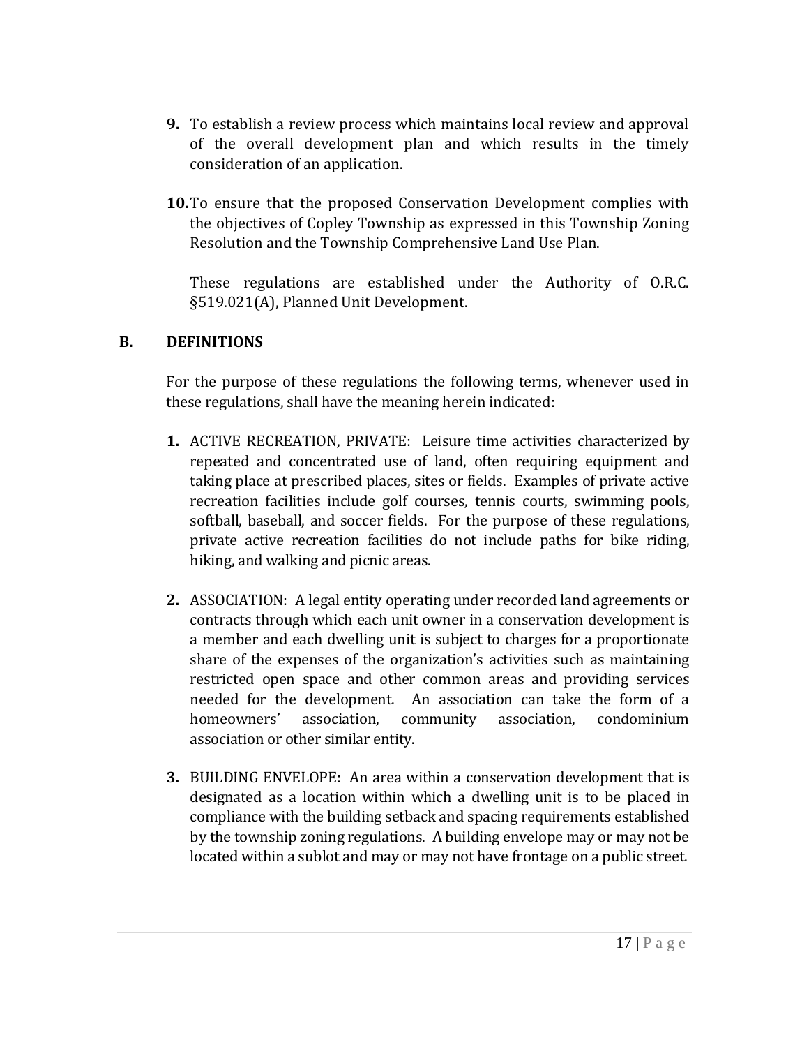9. To establish a review process which maintains local review and approval of the overall development plan and which results in the timely consideration of an application.

10. To ensure that the proposed Conservation Development complies with the objectives of Copley Township as expressed in this Township Zoning Resolution and the Township Comprehensive Land Use Plan.

    These regulations are established under the Authority of O.R.C. §519.021(A), Planned Unit Development.

## B. DEFINITIONS

For the purpose of these regulations the following terms, whenever used in these regulations, shall have the meaning herein indicated:

1. ACTIVE RECREATION, PRIVATE: Leisure time activities characterized by repeated and concentrated use of land, often requiring equipment and taking place at prescribed places, sites or fields. Examples of private active recreation facilities include golf courses, tennis courts, swimming pools, softball, baseball, and soccer fields. For the purpose of these regulations, private active recreation facilities do not include paths for bike riding, hiking, and walking and picnic areas.

2. ASSOCIATION: A legal entity operating under recorded land agreements or contracts through which each unit owner in a conservation development is a member and each dwelling unit is subject to charges for a proportionate share of the expenses of the organization's activities such as maintaining restricted open space and other common areas and providing services needed for the development. An association can take the form of a homeowners' association, community association, condominium association or other similar entity.

3. BUILDING ENVELOPE: An area within a conservation development that is designated as a location within which a dwelling unit is to be placed in compliance with the building setback and spacing requirements established by the township zoning regulations. A building envelope may or may not be located within a sublot and may or may not have frontage on a public street.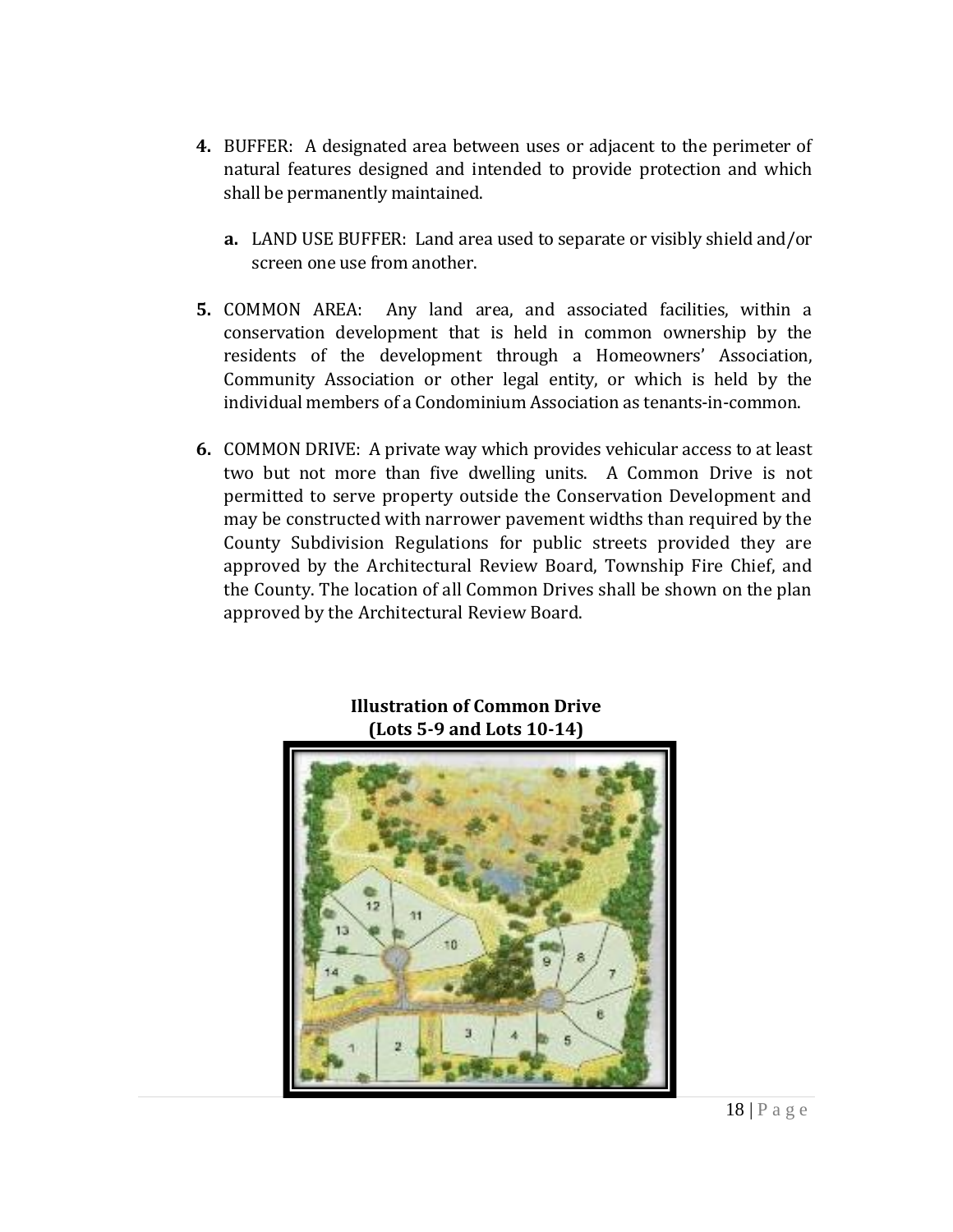**4.** BUFFER: A designated area between uses or adjacent to the perimeter of natural features designed and intended to provide protection and which shall be permanently maintained.

**a.** LAND USE BUFFER: Land area used to separate or visibly shield and/or screen one use from another.

**5.** COMMON AREA: Any land area, and associated facilities, within a conservation development that is held in common ownership by the residents of the development through a Homeowners' Association, Community Association or other legal entity, or which is held by the individual members of a Condominium Association as tenants-in-common.

**6.** COMMON DRIVE: A private way which provides vehicular access to at least two but not more than five dwelling units. A Common Drive is not permitted to serve property outside the Conservation Development and may be constructed with narrower pavement widths than required by the County Subdivision Regulations for public streets provided they are approved by the Architectural Review Board, Township Fire Chief, and the County. The location of all Common Drives shall be shown on the plan approved by the Architectural Review Board.

**Illustration of Common Drive (Lots 5-9 and Lots 10-14)**

12
11
13
10
9
8
7
14
6
3
4
5
1
2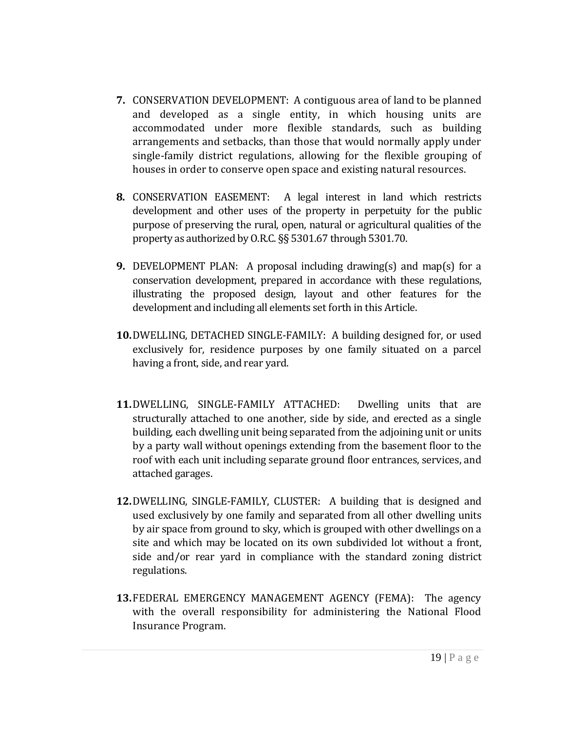**7.** CONSERVATION DEVELOPMENT: A contiguous area of land to be planned and developed as a single entity, in which housing units are accommodated under more flexible standards, such as building arrangements and setbacks, than those that would normally apply under single-family district regulations, allowing for the flexible grouping of houses in order to conserve open space and existing natural resources.

**8.** CONSERVATION EASEMENT: A legal interest in land which restricts development and other uses of the property in perpetuity for the public purpose of preserving the rural, open, natural or agricultural qualities of the property as authorized by O.R.C. §§ 5301.67 through 5301.70.

**9.** DEVELOPMENT PLAN: A proposal including drawing(s) and map(s) for a conservation development, prepared in accordance with these regulations, illustrating the proposed design, layout and other features for the development and including all elements set forth in this Article.

**10.** DWELLING, DETACHED SINGLE-FAMILY: A building designed for, or used exclusively for, residence purposes by one family situated on a parcel having a front, side, and rear yard.

**11.** DWELLING, SINGLE-FAMILY ATTACHED: Dwelling units that are structurally attached to one another, side by side, and erected as a single building, each dwelling unit being separated from the adjoining unit or units by a party wall without openings extending from the basement floor to the roof with each unit including separate ground floor entrances, services, and attached garages.

**12.** DWELLING, SINGLE-FAMILY, CLUSTER: A building that is designed and used exclusively by one family and separated from all other dwelling units by air space from ground to sky, which is grouped with other dwellings on a site and which may be located on its own subdivided lot without a front, side and/or rear yard in compliance with the standard zoning district regulations.

**13.** FEDERAL EMERGENCY MANAGEMENT AGENCY (FEMA): The agency with the overall responsibility for administering the National Flood Insurance Program.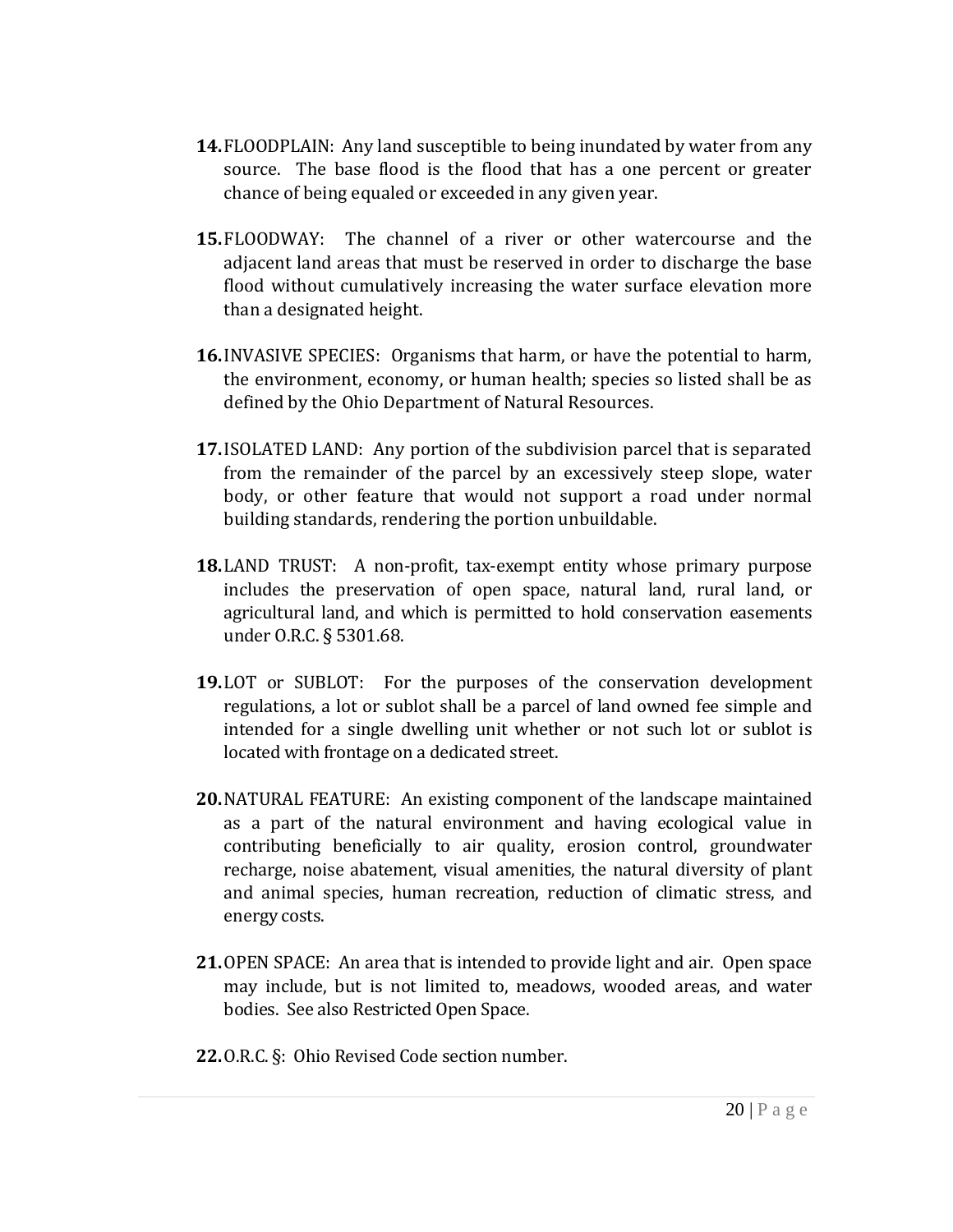14. FLOODPLAIN: Any land susceptible to being inundated by water from any source. The base flood is the flood that has a one percent or greater chance of being equaled or exceeded in any given year.

15. FLOODWAY: The channel of a river or other watercourse and the adjacent land areas that must be reserved in order to discharge the base flood without cumulatively increasing the water surface elevation more than a designated height.

16. INVASIVE SPECIES: Organisms that harm, or have the potential to harm, the environment, economy, or human health; species so listed shall be as defined by the Ohio Department of Natural Resources.

17. ISOLATED LAND: Any portion of the subdivision parcel that is separated from the remainder of the parcel by an excessively steep slope, water body, or other feature that would not support a road under normal building standards, rendering the portion unbuildable.

18. LAND TRUST: A non-profit, tax-exempt entity whose primary purpose includes the preservation of open space, natural land, rural land, or agricultural land, and which is permitted to hold conservation easements under O.R.C. § 5301.68.

19. LOT or SUBLOT: For the purposes of the conservation development regulations, a lot or sublot shall be a parcel of land owned fee simple and intended for a single dwelling unit whether or not such lot or sublot is located with frontage on a dedicated street.

20. NATURAL FEATURE: An existing component of the landscape maintained as a part of the natural environment and having ecological value in contributing beneficially to air quality, erosion control, groundwater recharge, noise abatement, visual amenities, the natural diversity of plant and animal species, human recreation, reduction of climatic stress, and energy costs.

21. OPEN SPACE: An area that is intended to provide light and air. Open space may include, but is not limited to, meadows, wooded areas, and water bodies. See also Restricted Open Space.

22. O.R.C. §: Ohio Revised Code section number.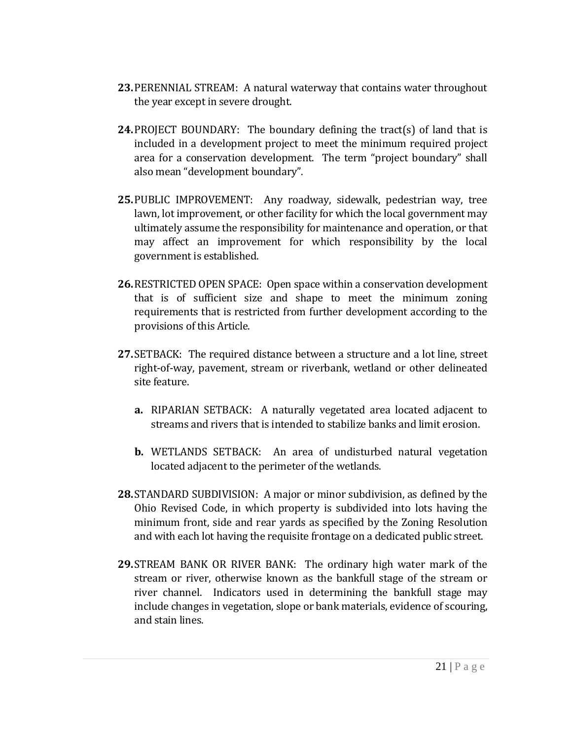**23.** PERENNIAL STREAM: A natural waterway that contains water throughout the year except in severe drought.

**24.** PROJECT BOUNDARY: The boundary defining the tract(s) of land that is included in a development project to meet the minimum required project area for a conservation development. The term "project boundary" shall also mean "development boundary".

**25.** PUBLIC IMPROVEMENT: Any roadway, sidewalk, pedestrian way, tree lawn, lot improvement, or other facility for which the local government may ultimately assume the responsibility for maintenance and operation, or that may affect an improvement for which responsibility by the local government is established.

**26.** RESTRICTED OPEN SPACE: Open space within a conservation development that is of sufficient size and shape to meet the minimum zoning requirements that is restricted from further development according to the provisions of this Article.

**27.** SETBACK: The required distance between a structure and a lot line, street right-of-way, pavement, stream or riverbank, wetland or other delineated site feature.

   **a.** RIPARIAN SETBACK: A naturally vegetated area located adjacent to streams and rivers that is intended to stabilize banks and limit erosion.

   **b.** WETLANDS SETBACK: An area of undisturbed natural vegetation located adjacent to the perimeter of the wetlands.

**28.** STANDARD SUBDIVISION: A major or minor subdivision, as defined by the Ohio Revised Code, in which property is subdivided into lots having the minimum front, side and rear yards as specified by the Zoning Resolution and with each lot having the requisite frontage on a dedicated public street.

**29.** STREAM BANK OR RIVER BANK: The ordinary high water mark of the stream or river, otherwise known as the bankfull stage of the stream or river channel. Indicators used in determining the bankfull stage may include changes in vegetation, slope or bank materials, evidence of scouring, and stain lines.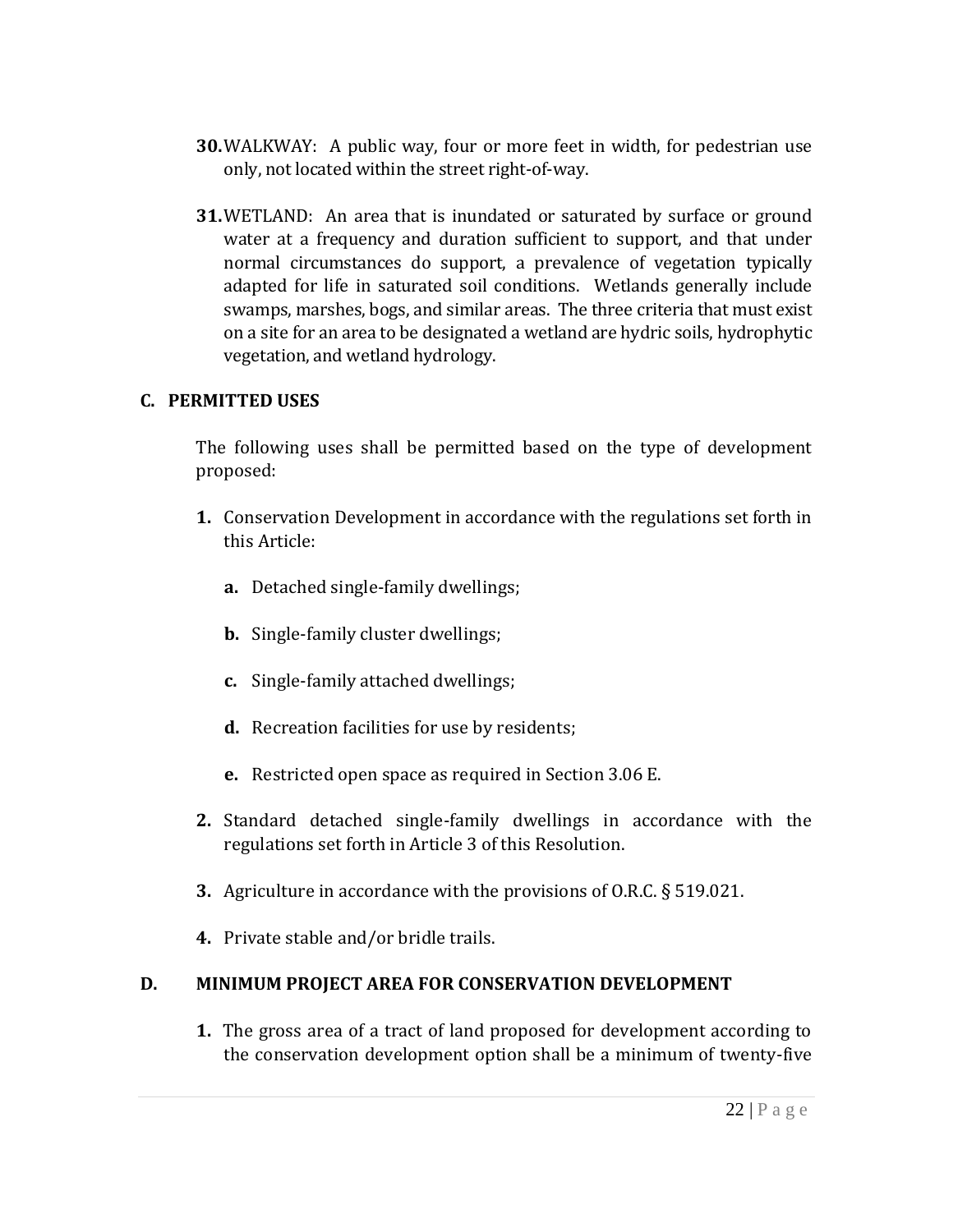30. WALKWAY: A public way, four or more feet in width, for pedestrian use only, not located within the street right-of-way.

31. WETLAND: An area that is inundated or saturated by surface or ground water at a frequency and duration sufficient to support, and that under normal circumstances do support, a prevalence of vegetation typically adapted for life in saturated soil conditions. Wetlands generally include swamps, marshes, bogs, and similar areas. The three criteria that must exist on a site for an area to be designated a wetland are hydric soils, hydrophytic vegetation, and wetland hydrology.

## C. PERMITTED USES

The following uses shall be permitted based on the type of development proposed:

1. Conservation Development in accordance with the regulations set forth in this Article:

   a. Detached single-family dwellings;

   b. Single-family cluster dwellings;

   c. Single-family attached dwellings;

   d. Recreation facilities for use by residents;

   e. Restricted open space as required in Section 3.06 E.

2. Standard detached single-family dwellings in accordance with the regulations set forth in Article 3 of this Resolution.

3. Agriculture in accordance with the provisions of O.R.C. § 519.021.

4. Private stable and/or bridle trails.

## D. MINIMUM PROJECT AREA FOR CONSERVATION DEVELOPMENT

1. The gross area of a tract of land proposed for development according to the conservation development option shall be a minimum of twenty-five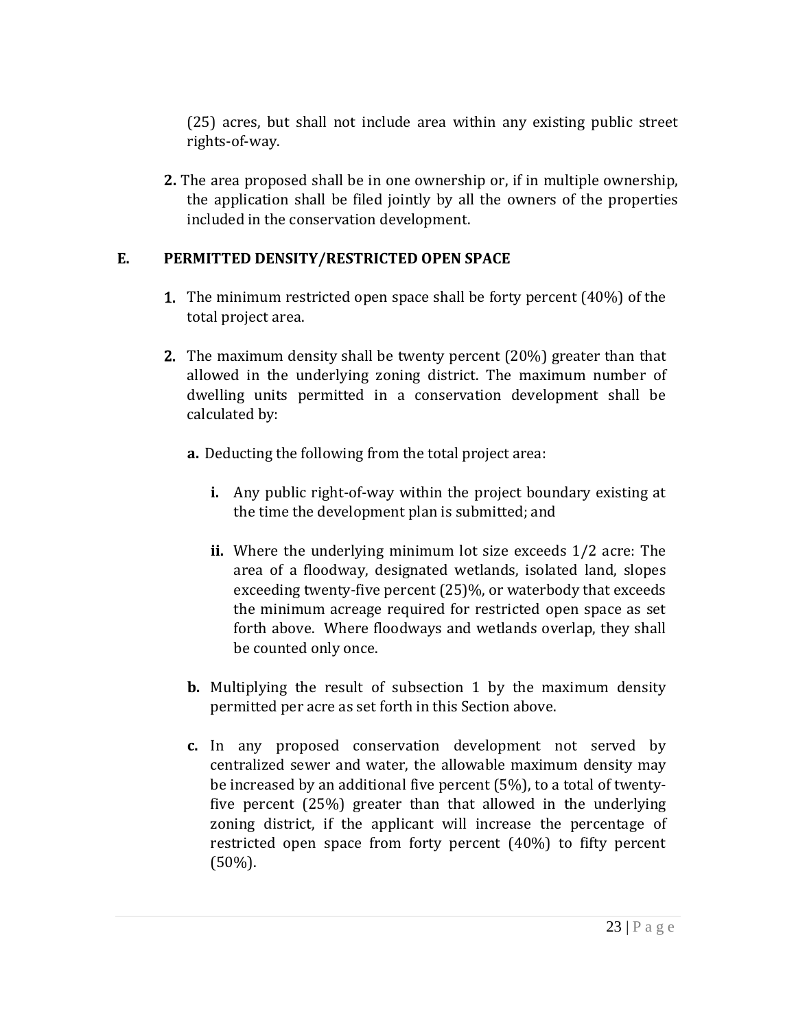(25) acres, but shall not include area within any existing public street rights-of-way.

**2.** The area proposed shall be in one ownership or, if in multiple ownership, the application shall be filed jointly by all the owners of the properties included in the conservation development.

**E. PERMITTED DENSITY/RESTRICTED OPEN SPACE**

1. The minimum restricted open space shall be forty percent (40%) of the total project area.

2. The maximum density shall be twenty percent (20%) greater than that allowed in the underlying zoning district. The maximum number of dwelling units permitted in a conservation development shall be calculated by:

   **a.** Deducting the following from the total project area:

   **i.** Any public right-of-way within the project boundary existing at the time the development plan is submitted; and

   **ii.** Where the underlying minimum lot size exceeds 1/2 acre: The area of a floodway, designated wetlands, isolated land, slopes exceeding twenty-five percent (25)%, or waterbody that exceeds the minimum acreage required for restricted open space as set forth above. Where floodways and wetlands overlap, they shall be counted only once.

   **b.** Multiplying the result of subsection 1 by the maximum density permitted per acre as set forth in this Section above.

   **c.** In any proposed conservation development not served by centralized sewer and water, the allowable maximum density may be increased by an additional five percent (5%), to a total of twenty-five percent (25%) greater than that allowed in the underlying zoning district, if the applicant will increase the percentage of restricted open space from forty percent (40%) to fifty percent (50%).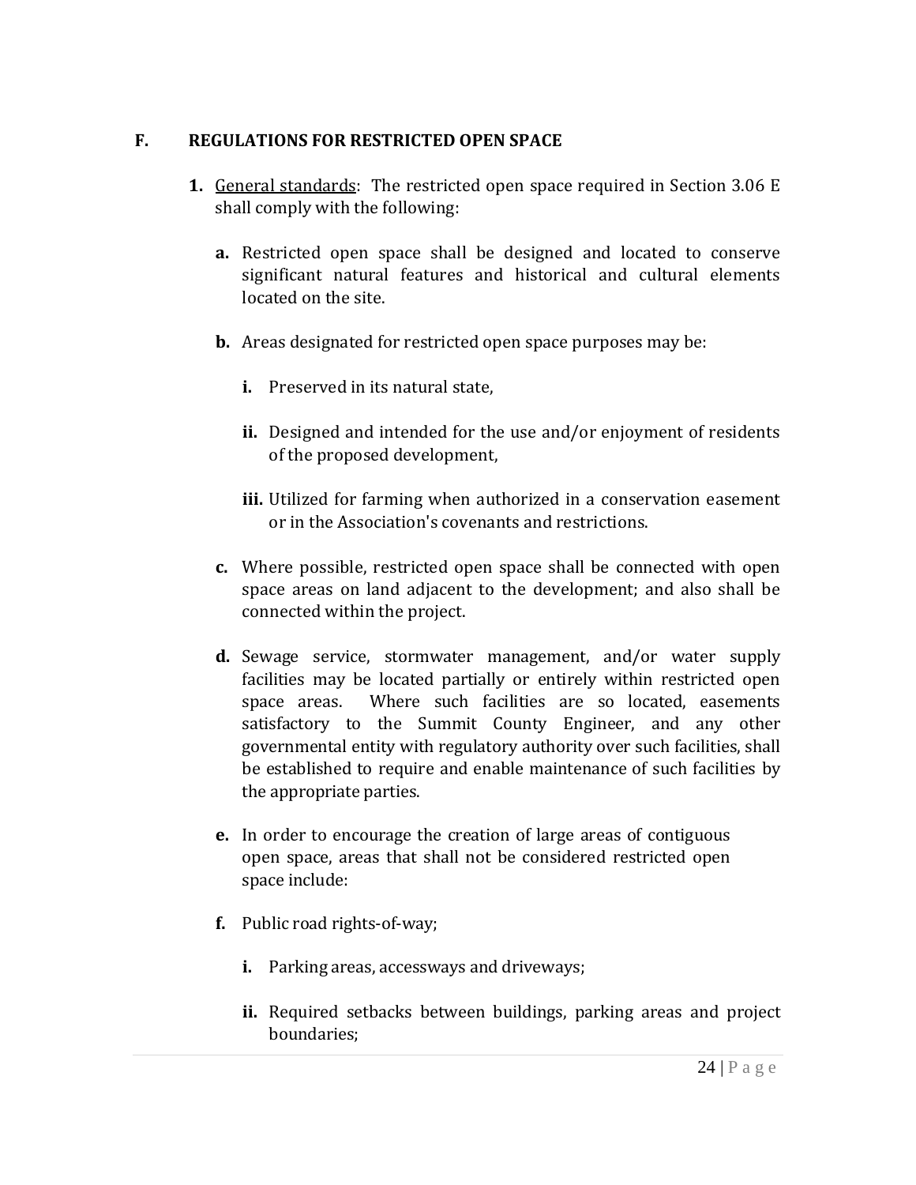## F. REGULATIONS FOR RESTRICTED OPEN SPACE

**1.** General standards: The restricted open space required in Section 3.06 E shall comply with the following:

**a.** Restricted open space shall be designed and located to conserve significant natural features and historical and cultural elements located on the site.

**b.** Areas designated for restricted open space purposes may be:

**i.** Preserved in its natural state,

**ii.** Designed and intended for the use and/or enjoyment of residents of the proposed development,

**iii.** Utilized for farming when authorized in a conservation easement or in the Association's covenants and restrictions.

**c.** Where possible, restricted open space shall be connected with open space areas on land adjacent to the development; and also shall be connected within the project.

**d.** Sewage service, stormwater management, and/or water supply facilities may be located partially or entirely within restricted open space areas. Where such facilities are so located, easements satisfactory to the Summit County Engineer, and any other governmental entity with regulatory authority over such facilities, shall be established to require and enable maintenance of such facilities by the appropriate parties.

**e.** In order to encourage the creation of large areas of contiguous open space, areas that shall not be considered restricted open space include:

**f.** Public road rights-of-way;

**i.** Parking areas, accessways and driveways;

**ii.** Required setbacks between buildings, parking areas and project boundaries;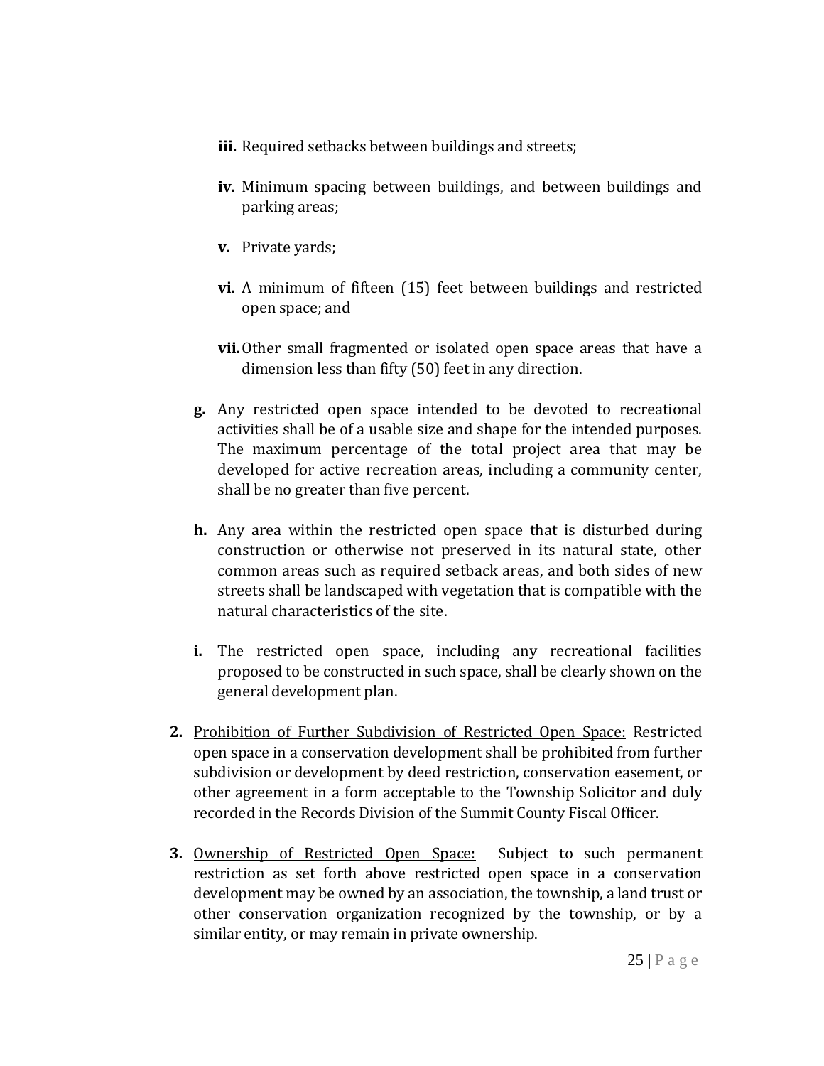- **iii.** Required setbacks between buildings and streets;

- **iv.** Minimum spacing between buildings, and between buildings and parking areas;

- **v.** Private yards;

- **vi.** A minimum of fifteen (15) feet between buildings and restricted open space; and

- **vii.** Other small fragmented or isolated open space areas that have a dimension less than fifty (50) feet in any direction.

**g.** Any restricted open space intended to be devoted to recreational activities shall be of a usable size and shape for the intended purposes. The maximum percentage of the total project area that may be developed for active recreation areas, including a community center, shall be no greater than five percent.

**h.** Any area within the restricted open space that is disturbed during construction or otherwise not preserved in its natural state, other common areas such as required setback areas, and both sides of new streets shall be landscaped with vegetation that is compatible with the natural characteristics of the site.

**i.** The restricted open space, including any recreational facilities proposed to be constructed in such space, shall be clearly shown on the general development plan.

**2.** <u>Prohibition of Further Subdivision of Restricted Open Space:</u> Restricted open space in a conservation development shall be prohibited from further subdivision or development by deed restriction, conservation easement, or other agreement in a form acceptable to the Township Solicitor and duly recorded in the Records Division of the Summit County Fiscal Officer.

**3.** <u>Ownership of Restricted Open Space:</u> Subject to such permanent restriction as set forth above restricted open space in a conservation development may be owned by an association, the township, a land trust or other conservation organization recognized by the township, or by a similar entity, or may remain in private ownership.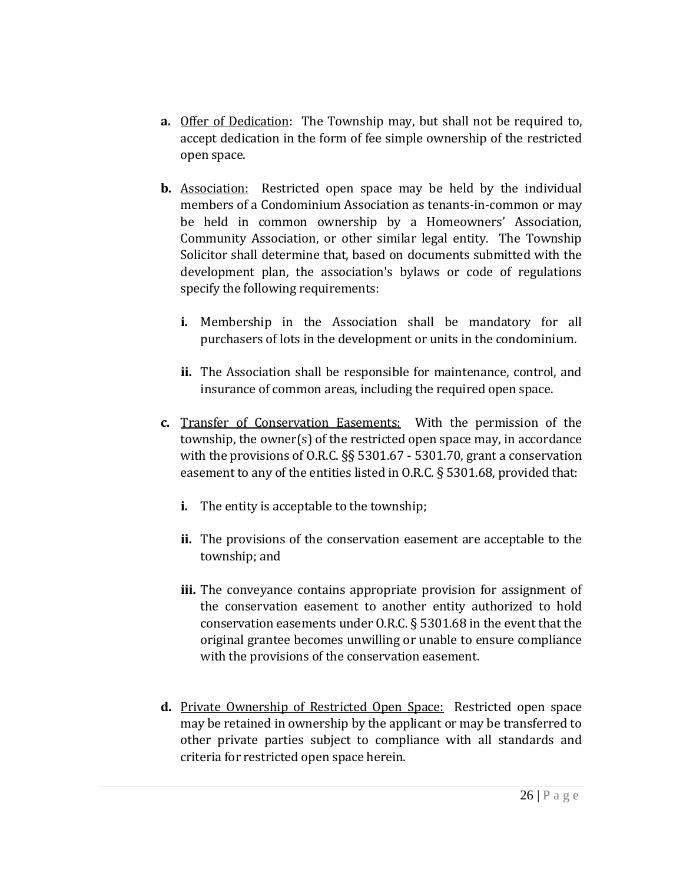**a.** Offer of Dedication: The Township may, but shall not be required to, accept dedication in the form of fee simple ownership of the restricted open space.

**b.** Association: Restricted open space may be held by the individual members of a Condominium Association as tenants-in-common or may be held in common ownership by a Homeowners' Association, Community Association, or other similar legal entity. The Township Solicitor shall determine that, based on documents submitted with the development plan, the association's bylaws or code of regulations specify the following requirements:

   **i.** Membership in the Association shall be mandatory for all purchasers of lots in the development or units in the condominium.

   **ii.** The Association shall be responsible for maintenance, control, and insurance of common areas, including the required open space.

**c.** Transfer of Conservation Easements: With the permission of the township, the owner(s) of the restricted open space may, in accordance with the provisions of O.R.C. §§ 5301.67 - 5301.70, grant a conservation easement to any of the entities listed in O.R.C. § 5301.68, provided that:

   **i.** The entity is acceptable to the township;

   **ii.** The provisions of the conservation easement are acceptable to the township; and

   **iii.** The conveyance contains appropriate provision for assignment of the conservation easement to another entity authorized to hold conservation easements under O.R.C. § 5301.68 in the event that the original grantee becomes unwilling or unable to ensure compliance with the provisions of the conservation easement.

**d.** Private Ownership of Restricted Open Space: Restricted open space may be retained in ownership by the applicant or may be transferred to other private parties subject to compliance with all standards and criteria for restricted open space herein.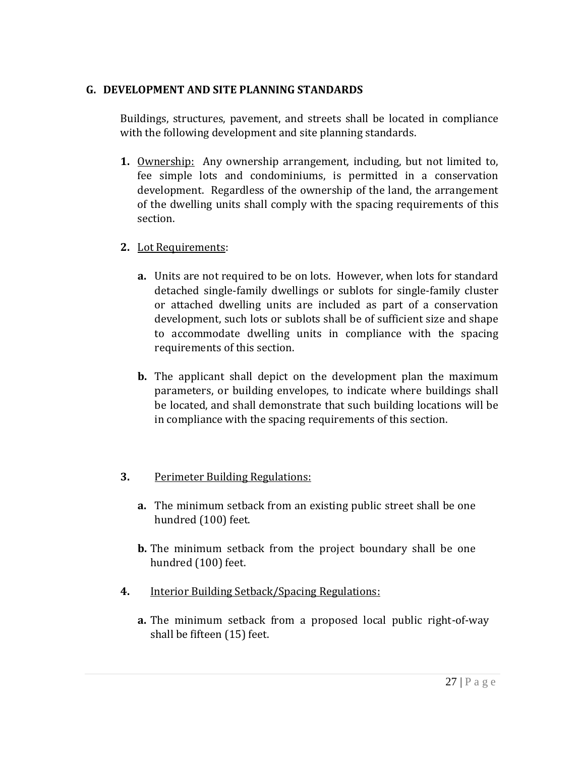## G. DEVELOPMENT AND SITE PLANNING STANDARDS

Buildings, structures, pavement, and streets shall be located in compliance with the following development and site planning standards.

1. Ownership: Any ownership arrangement, including, but not limited to, fee simple lots and condominiums, is permitted in a conservation development. Regardless of the ownership of the land, the arrangement of the dwelling units shall comply with the spacing requirements of this section.

2. Lot Requirements:

   a. Units are not required to be on lots. However, when lots for standard detached single-family dwellings or sublots for single-family cluster or attached dwelling units are included as part of a conservation development, such lots or sublots shall be of sufficient size and shape to accommodate dwelling units in compliance with the spacing requirements of this section.

   b. The applicant shall depict on the development plan the maximum parameters, or building envelopes, to indicate where buildings shall be located, and shall demonstrate that such building locations will be in compliance with the spacing requirements of this section.

3. Perimeter Building Regulations:

   a. The minimum setback from an existing public street shall be one hundred (100) feet.

   b. The minimum setback from the project boundary shall be one hundred (100) feet.

4. Interior Building Setback/Spacing Regulations:

   a. The minimum setback from a proposed local public right-of-way shall be fifteen (15) feet.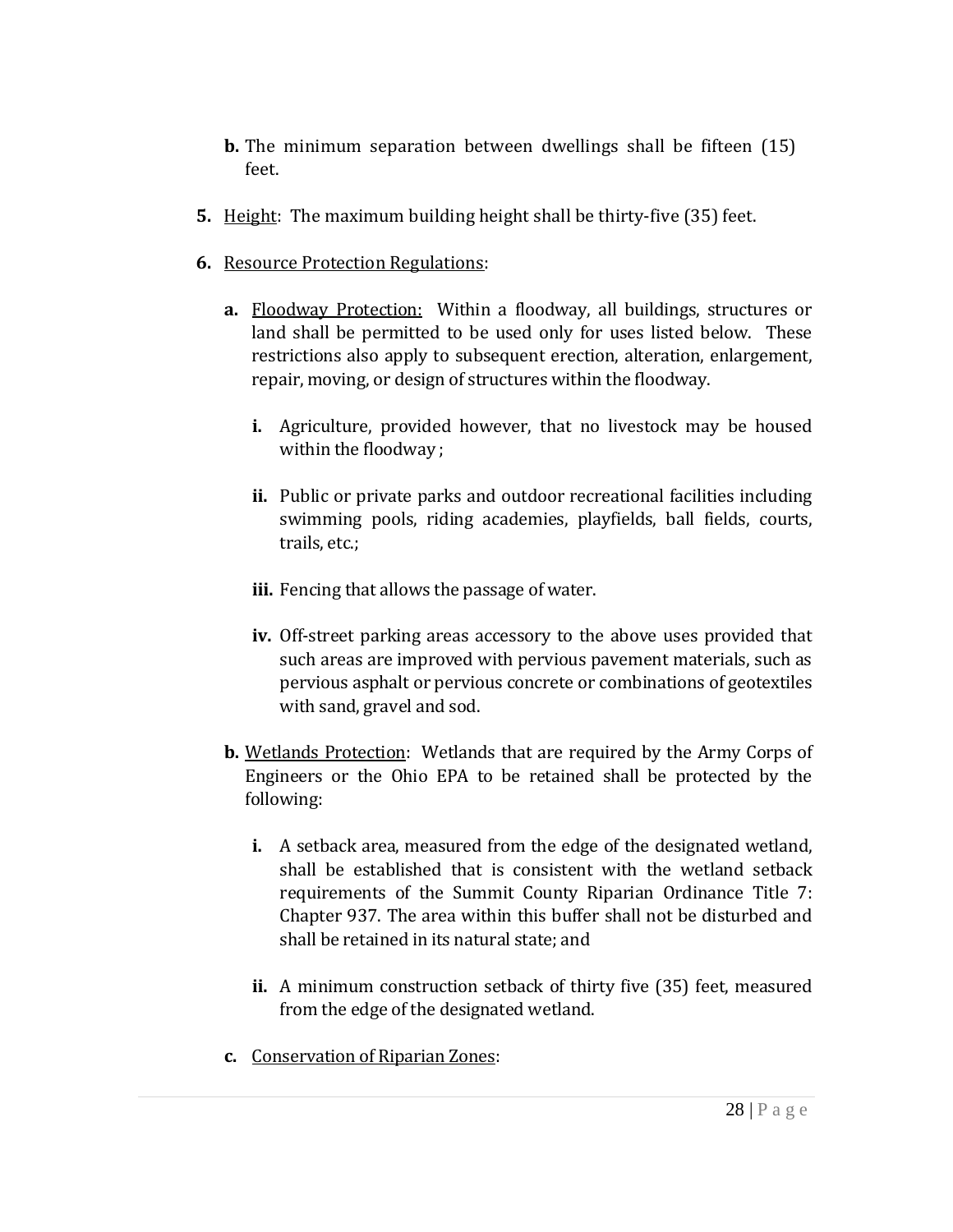**b.** The minimum separation between dwellings shall be fifteen (15) feet.

**5.** Height: The maximum building height shall be thirty-five (35) feet.

**6.** Resource Protection Regulations:

**a.** Floodway Protection: Within a floodway, all buildings, structures or land shall be permitted to be used only for uses listed below. These restrictions also apply to subsequent erection, alteration, enlargement, repair, moving, or design of structures within the floodway.

**i.** Agriculture, provided however, that no livestock may be housed within the floodway ;

**ii.** Public or private parks and outdoor recreational facilities including swimming pools, riding academies, playfields, ball fields, courts, trails, etc.;

**iii.** Fencing that allows the passage of water.

**iv.** Off-street parking areas accessory to the above uses provided that such areas are improved with pervious pavement materials, such as pervious asphalt or pervious concrete or combinations of geotextiles with sand, gravel and sod.

**b.** Wetlands Protection: Wetlands that are required by the Army Corps of Engineers or the Ohio EPA to be retained shall be protected by the following:

**i.** A setback area, measured from the edge of the designated wetland, shall be established that is consistent with the wetland setback requirements of the Summit County Riparian Ordinance Title 7: Chapter 937. The area within this buffer shall not be disturbed and shall be retained in its natural state; and

**ii.** A minimum construction setback of thirty five (35) feet, measured from the edge of the designated wetland.

**c.** Conservation of Riparian Zones: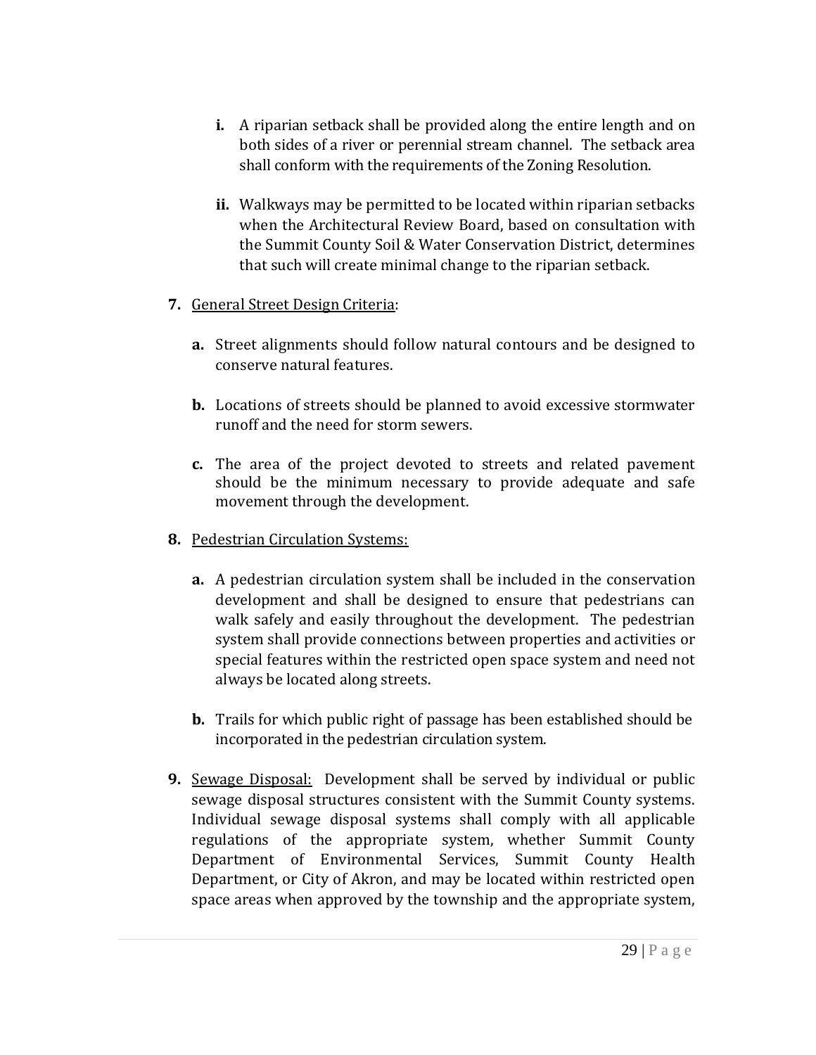- **i.** A riparian setback shall be provided along the entire length and on both sides of a river or perennial stream channel. The setback area shall conform with the requirements of the Zoning Resolution.

   - **ii.** Walkways may be permitted to be located within riparian setbacks when the Architectural Review Board, based on consultation with the Summit County Soil & Water Conservation District, determines that such will create minimal change to the riparian setback.

**7.** General Street Design Criteria:

   **a.** Street alignments should follow natural contours and be designed to conserve natural features.

   **b.** Locations of streets should be planned to avoid excessive stormwater runoff and the need for storm sewers.

   **c.** The area of the project devoted to streets and related pavement should be the minimum necessary to provide adequate and safe movement through the development.

**8.** Pedestrian Circulation Systems:

   **a.** A pedestrian circulation system shall be included in the conservation development and shall be designed to ensure that pedestrians can walk safely and easily throughout the development. The pedestrian system shall provide connections between properties and activities or special features within the restricted open space system and need not always be located along streets.

   **b.** Trails for which public right of passage has been established should be incorporated in the pedestrian circulation system.

**9.** Sewage Disposal: Development shall be served by individual or public sewage disposal structures consistent with the Summit County systems. Individual sewage disposal systems shall comply with all applicable regulations of the appropriate system, whether Summit County Department of Environmental Services, Summit County Health Department, or City of Akron, and may be located within restricted open space areas when approved by the township and the appropriate system,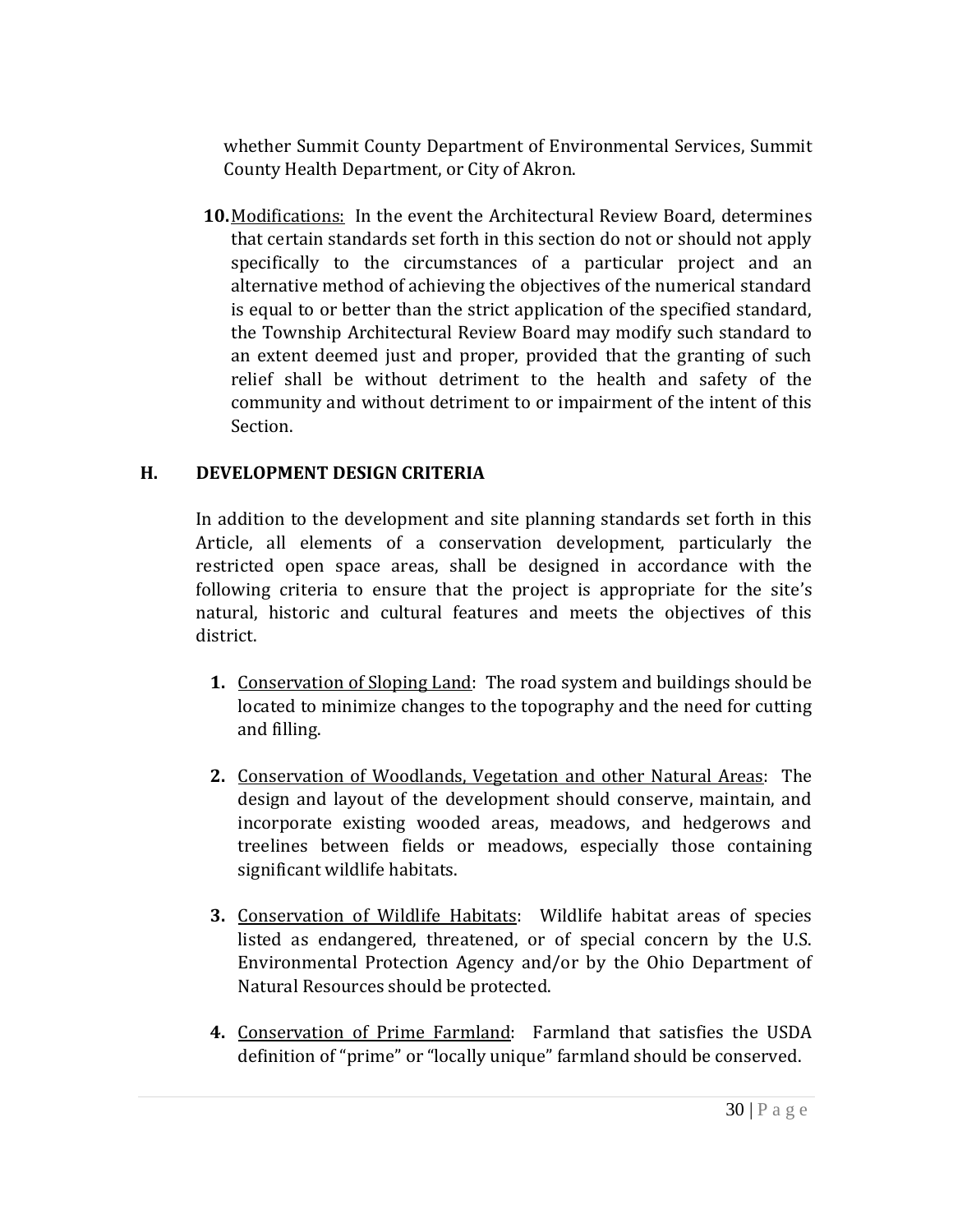whether Summit County Department of Environmental Services, Summit County Health Department, or City of Akron.

**10.** Modifications: In the event the Architectural Review Board, determines that certain standards set forth in this section do not or should not apply specifically to the circumstances of a particular project and an alternative method of achieving the objectives of the numerical standard is equal to or better than the strict application of the specified standard, the Township Architectural Review Board may modify such standard to an extent deemed just and proper, provided that the granting of such relief shall be without detriment to the health and safety of the community and without detriment to or impairment of the intent of this Section.

## H. DEVELOPMENT DESIGN CRITERIA

In addition to the development and site planning standards set forth in this Article, all elements of a conservation development, particularly the restricted open space areas, shall be designed in accordance with the following criteria to ensure that the project is appropriate for the site's natural, historic and cultural features and meets the objectives of this district.

**1.** Conservation of Sloping Land: The road system and buildings should be located to minimize changes to the topography and the need for cutting and filling.

**2.** Conservation of Woodlands, Vegetation and other Natural Areas: The design and layout of the development should conserve, maintain, and incorporate existing wooded areas, meadows, and hedgerows and treelines between fields or meadows, especially those containing significant wildlife habitats.

**3.** Conservation of Wildlife Habitats: Wildlife habitat areas of species listed as endangered, threatened, or of special concern by the U.S. Environmental Protection Agency and/or by the Ohio Department of Natural Resources should be protected.

**4.** Conservation of Prime Farmland: Farmland that satisfies the USDA definition of "prime" or "locally unique" farmland should be conserved.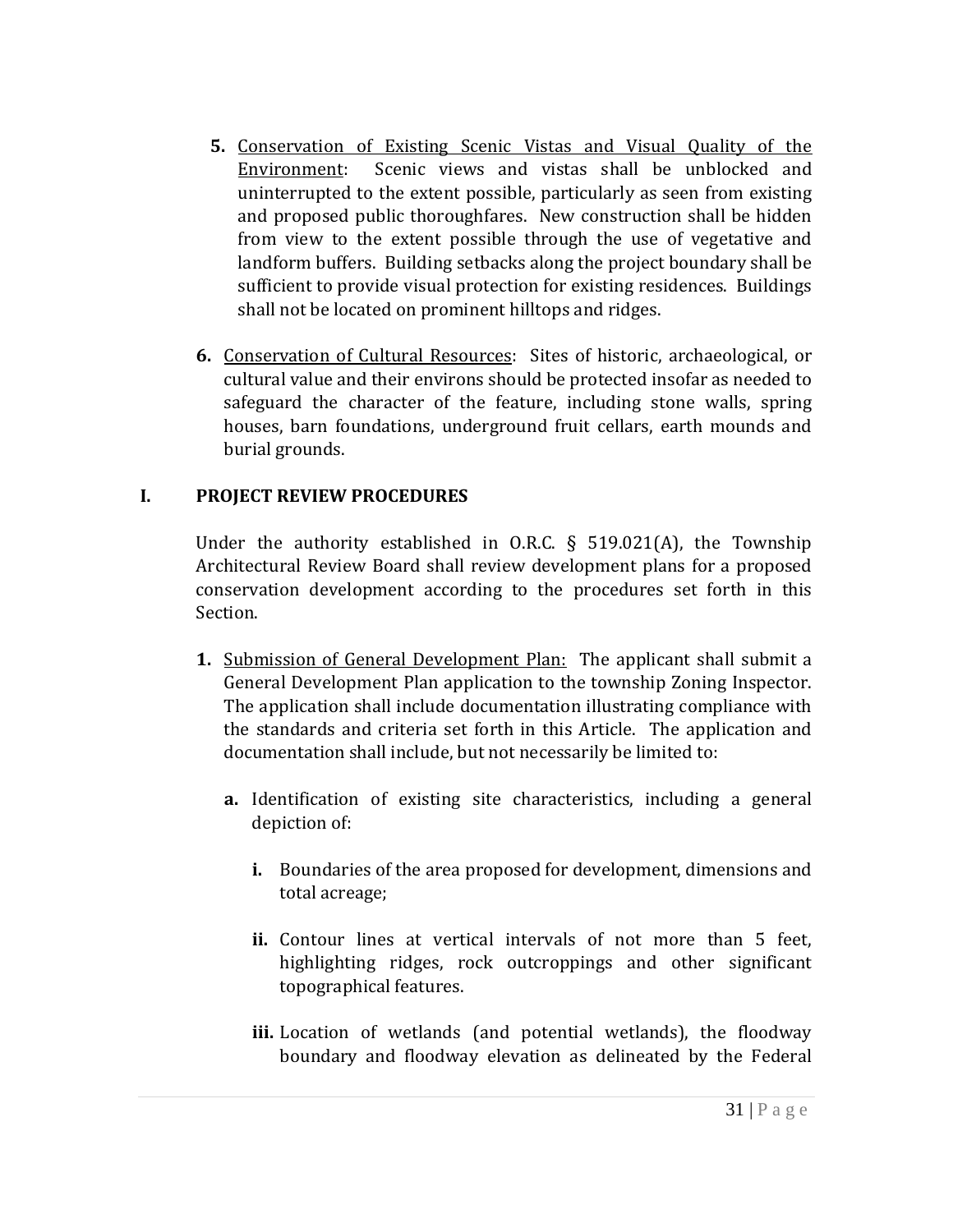5. <u>Conservation of Existing Scenic Vistas and Visual Quality of the Environment</u>: Scenic views and vistas shall be unblocked and uninterrupted to the extent possible, particularly as seen from existing and proposed public thoroughfares. New construction shall be hidden from view to the extent possible through the use of vegetative and landform buffers. Building setbacks along the project boundary shall be sufficient to provide visual protection for existing residences. Buildings shall not be located on prominent hilltops and ridges.

6. <u>Conservation of Cultural Resources</u>: Sites of historic, archaeological, or cultural value and their environs should be protected insofar as needed to safeguard the character of the feature, including stone walls, spring houses, barn foundations, underground fruit cellars, earth mounds and burial grounds.

## I. PROJECT REVIEW PROCEDURES

Under the authority established in O.R.C. § 519.021(A), the Township Architectural Review Board shall review development plans for a proposed conservation development according to the procedures set forth in this Section.

1. <u>Submission of General Development Plan:</u> The applicant shall submit a General Development Plan application to the township Zoning Inspector. The application shall include documentation illustrating compliance with the standards and criteria set forth in this Article. The application and documentation shall include, but not necessarily be limited to:

   a. Identification of existing site characteristics, including a general depiction of:

      i. Boundaries of the area proposed for development, dimensions and total acreage;

      ii. Contour lines at vertical intervals of not more than 5 feet, highlighting ridges, rock outcroppings and other significant topographical features.

      iii. Location of wetlands (and potential wetlands), the floodway boundary and floodway elevation as delineated by the Federal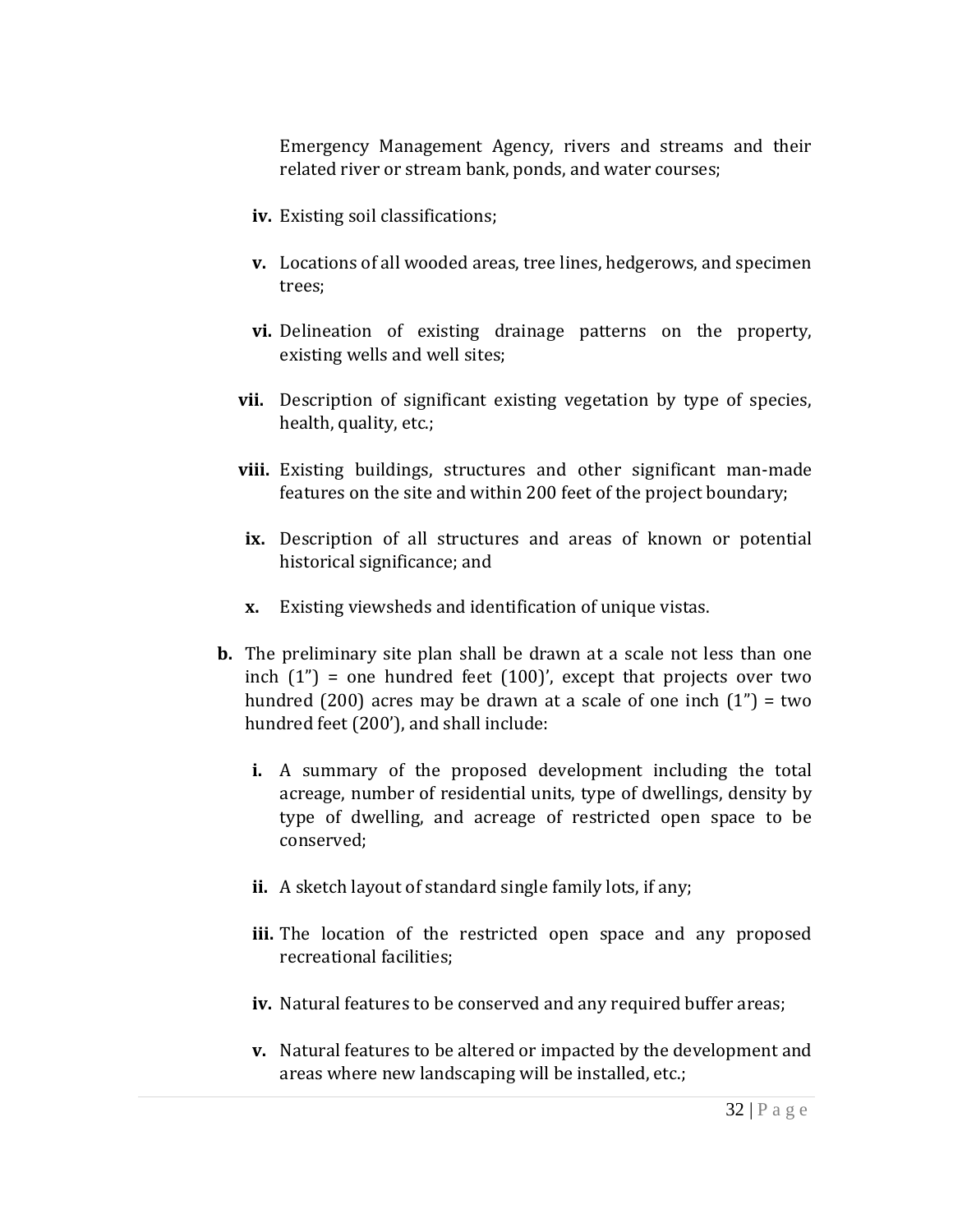Emergency Management Agency, rivers and streams and their related river or stream bank, ponds, and water courses;

- **iv.** Existing soil classifications;
- **v.** Locations of all wooded areas, tree lines, hedgerows, and specimen trees;
- **vi.** Delineation of existing drainage patterns on the property, existing wells and well sites;
- **vii.** Description of significant existing vegetation by type of species, health, quality, etc.;
- **viii.** Existing buildings, structures and other significant man-made features on the site and within 200 feet of the project boundary;
- **ix.** Description of all structures and areas of known or potential historical significance; and
- **x.** Existing viewsheds and identification of unique vistas.

**b.** The preliminary site plan shall be drawn at a scale not less than one inch (1") = one hundred feet (100)', except that projects over two hundred (200) acres may be drawn at a scale of one inch (1") = two hundred feet (200'), and shall include:

- **i.** A summary of the proposed development including the total acreage, number of residential units, type of dwellings, density by type of dwelling, and acreage of restricted open space to be conserved;
- **ii.** A sketch layout of standard single family lots, if any;
- **iii.** The location of the restricted open space and any proposed recreational facilities;
- **iv.** Natural features to be conserved and any required buffer areas;
- **v.** Natural features to be altered or impacted by the development and areas where new landscaping will be installed, etc.;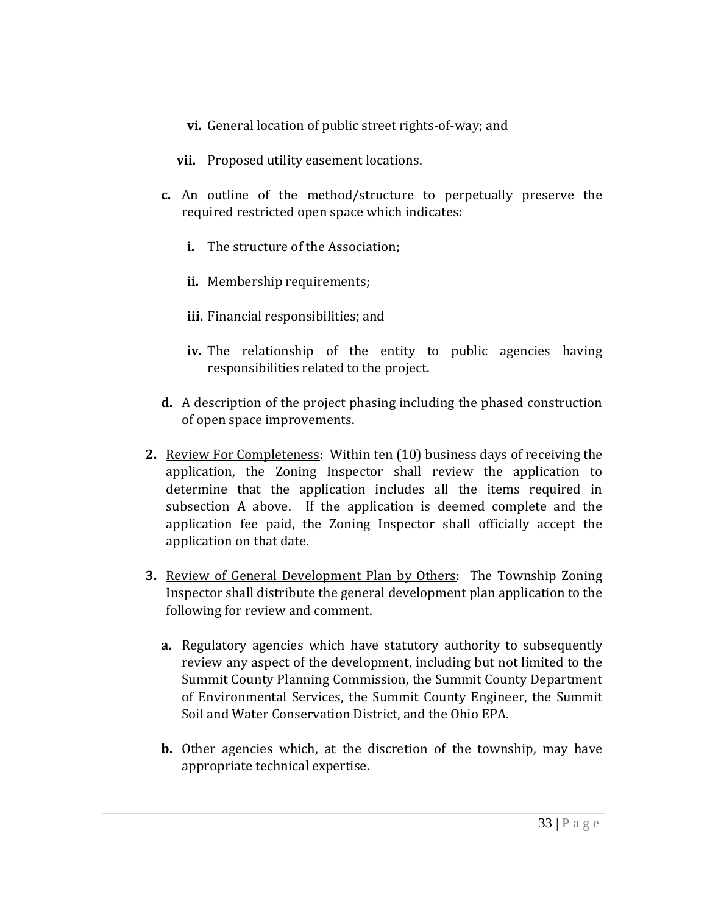- **vi.** General location of public street rights-of-way; and
   - **vii.** Proposed utility easement locations.

- **c.** An outline of the method/structure to perpetually preserve the required restricted open space which indicates:
   - **i.** The structure of the Association;
   - **ii.** Membership requirements;
   - **iii.** Financial responsibilities; and
   - **iv.** The relationship of the entity to public agencies having responsibilities related to the project.

- **d.** A description of the project phasing including the phased construction of open space improvements.

**2.** Review For Completeness: Within ten (10) business days of receiving the application, the Zoning Inspector shall review the application to determine that the application includes all the items required in subsection A above. If the application is deemed complete and the application fee paid, the Zoning Inspector shall officially accept the application on that date.

**3.** Review of General Development Plan by Others: The Township Zoning Inspector shall distribute the general development plan application to the following for review and comment.

- **a.** Regulatory agencies which have statutory authority to subsequently review any aspect of the development, including but not limited to the Summit County Planning Commission, the Summit County Department of Environmental Services, the Summit County Engineer, the Summit Soil and Water Conservation District, and the Ohio EPA.

- **b.** Other agencies which, at the discretion of the township, may have appropriate technical expertise.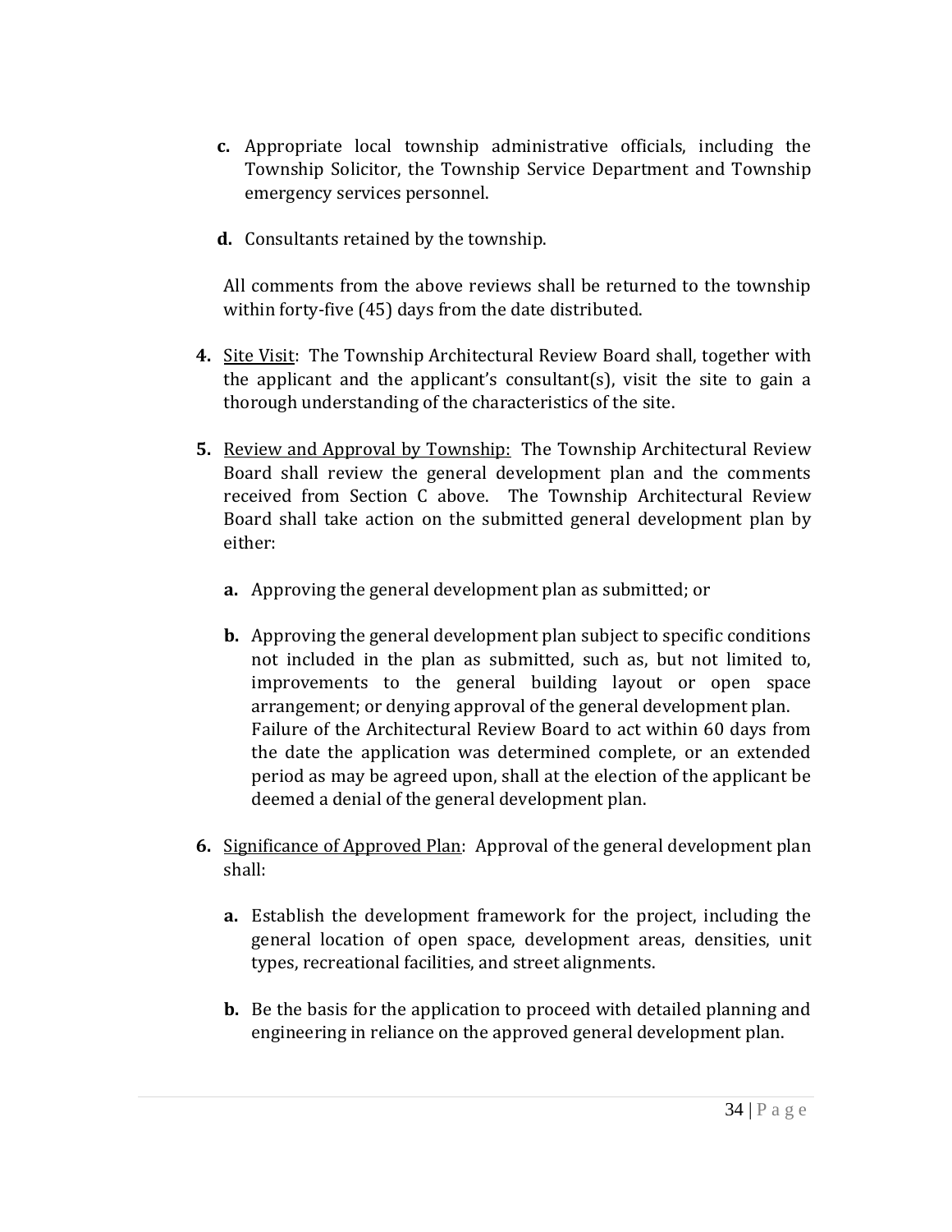c. Appropriate local township administrative officials, including the Township Solicitor, the Township Service Department and Township emergency services personnel.

d. Consultants retained by the township.

All comments from the above reviews shall be returned to the township within forty-five (45) days from the date distributed.

4. <u>Site Visit</u>: The Township Architectural Review Board shall, together with the applicant and the applicant's consultant(s), visit the site to gain a thorough understanding of the characteristics of the site.

5. <u>Review and Approval by Township:</u> The Township Architectural Review Board shall review the general development plan and the comments received from Section C above. The Township Architectural Review Board shall take action on the submitted general development plan by either:

   a. Approving the general development plan as submitted; or

   b. Approving the general development plan subject to specific conditions not included in the plan as submitted, such as, but not limited to, improvements to the general building layout or open space arrangement; or denying approval of the general development plan. Failure of the Architectural Review Board to act within 60 days from the date the application was determined complete, or an extended period as may be agreed upon, shall at the election of the applicant be deemed a denial of the general development plan.

6. <u>Significance of Approved Plan</u>: Approval of the general development plan shall:

   a. Establish the development framework for the project, including the general location of open space, development areas, densities, unit types, recreational facilities, and street alignments.

   b. Be the basis for the application to proceed with detailed planning and engineering in reliance on the approved general development plan.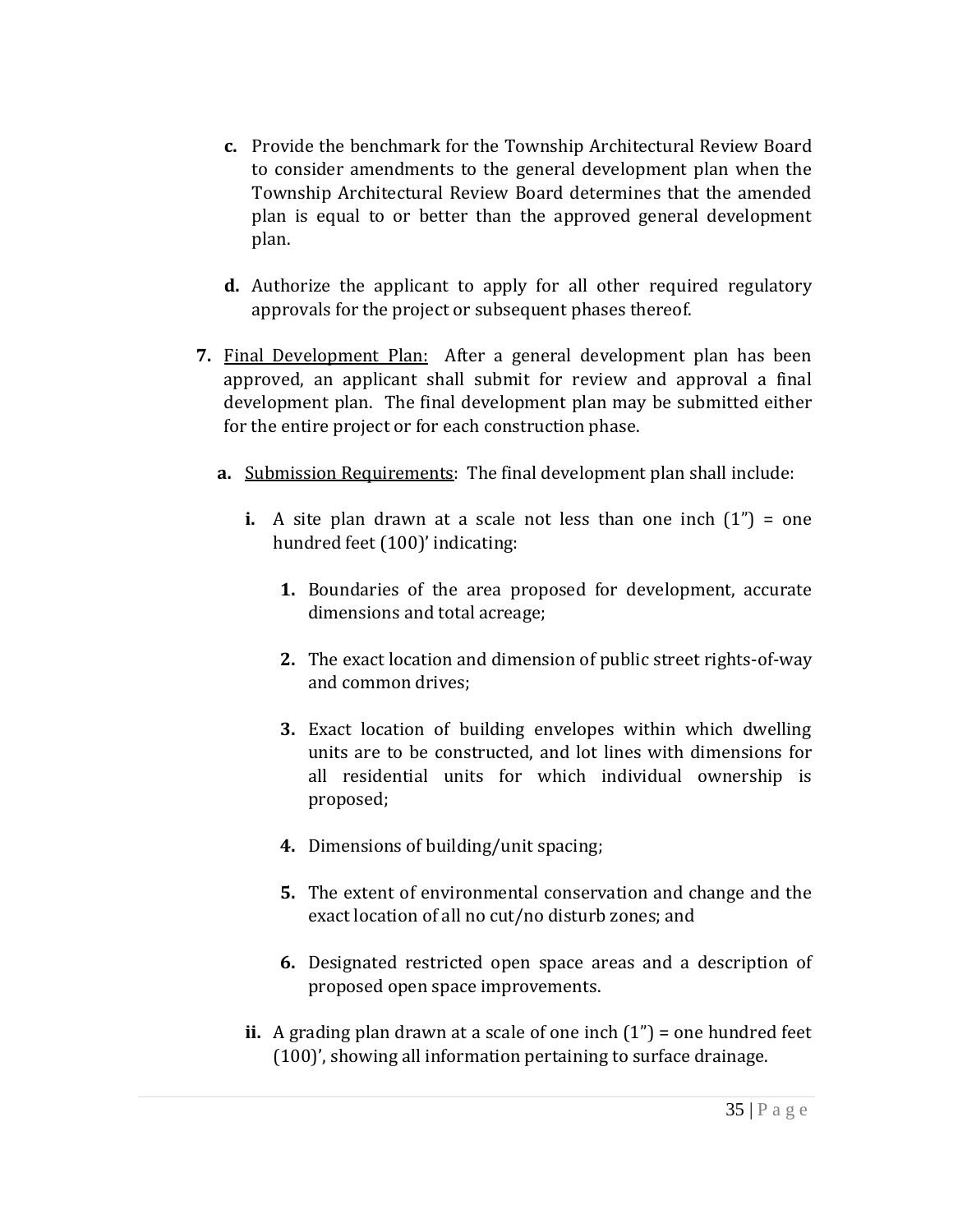**c.** Provide the benchmark for the Township Architectural Review Board to consider amendments to the general development plan when the Township Architectural Review Board determines that the amended plan is equal to or better than the approved general development plan.

**d.** Authorize the applicant to apply for all other required regulatory approvals for the project or subsequent phases thereof.

**7.** <u>Final Development Plan:</u> After a general development plan has been approved, an applicant shall submit for review and approval a final development plan. The final development plan may be submitted either for the entire project or for each construction phase.

**a.** <u>Submission Requirements</u>: The final development plan shall include:

**i.** A site plan drawn at a scale not less than one inch (1") = one hundred feet (100)' indicating:

**1.** Boundaries of the area proposed for development, accurate dimensions and total acreage;

**2.** The exact location and dimension of public street rights-of-way and common drives;

**3.** Exact location of building envelopes within which dwelling units are to be constructed, and lot lines with dimensions for all residential units for which individual ownership is proposed;

**4.** Dimensions of building/unit spacing;

**5.** The extent of environmental conservation and change and the exact location of all no cut/no disturb zones; and

**6.** Designated restricted open space areas and a description of proposed open space improvements.

**ii.** A grading plan drawn at a scale of one inch (1") = one hundred feet (100)', showing all information pertaining to surface drainage.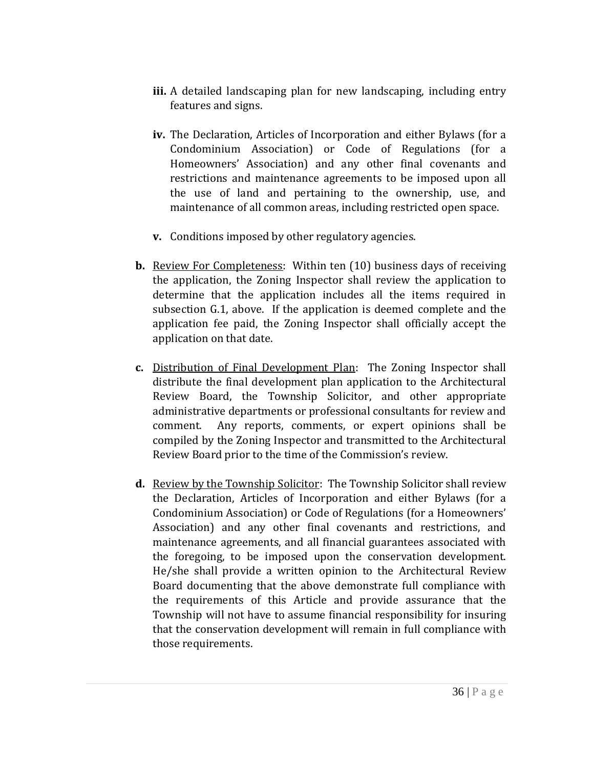- **iii.** A detailed landscaping plan for new landscaping, including entry features and signs.

- **iv.** The Declaration, Articles of Incorporation and either Bylaws (for a Condominium Association) or Code of Regulations (for a Homeowners' Association) and any other final covenants and restrictions and maintenance agreements to be imposed upon all the use of land and pertaining to the ownership, use, and maintenance of all common areas, including restricted open space.

- **v.** Conditions imposed by other regulatory agencies.

**b.** <u>Review For Completeness</u>: Within ten (10) business days of receiving the application, the Zoning Inspector shall review the application to determine that the application includes all the items required in subsection G.1, above. If the application is deemed complete and the application fee paid, the Zoning Inspector shall officially accept the application on that date.

**c.** <u>Distribution of Final Development Plan</u>: The Zoning Inspector shall distribute the final development plan application to the Architectural Review Board, the Township Solicitor, and other appropriate administrative departments or professional consultants for review and comment. Any reports, comments, or expert opinions shall be compiled by the Zoning Inspector and transmitted to the Architectural Review Board prior to the time of the Commission's review.

**d.** <u>Review by the Township Solicitor</u>: The Township Solicitor shall review the Declaration, Articles of Incorporation and either Bylaws (for a Condominium Association) or Code of Regulations (for a Homeowners' Association) and any other final covenants and restrictions, and maintenance agreements, and all financial guarantees associated with the foregoing, to be imposed upon the conservation development. He/she shall provide a written opinion to the Architectural Review Board documenting that the above demonstrate full compliance with the requirements of this Article and provide assurance that the Township will not have to assume financial responsibility for insuring that the conservation development will remain in full compliance with those requirements.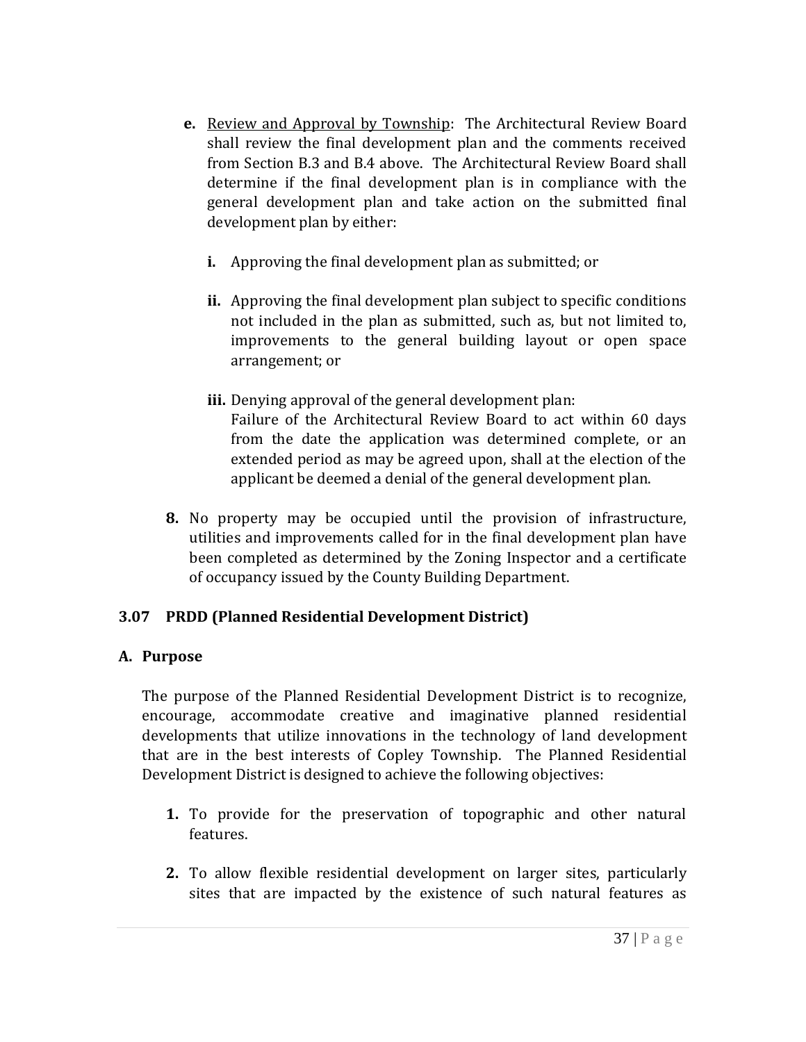**e.** Review and Approval by Township: The Architectural Review Board shall review the final development plan and the comments received from Section B.3 and B.4 above. The Architectural Review Board shall determine if the final development plan is in compliance with the general development plan and take action on the submitted final development plan by either:

**i.** Approving the final development plan as submitted; or

**ii.** Approving the final development plan subject to specific conditions not included in the plan as submitted, such as, but not limited to, improvements to the general building layout or open space arrangement; or

**iii.** Denying approval of the general development plan:
Failure of the Architectural Review Board to act within 60 days from the date the application was determined complete, or an extended period as may be agreed upon, shall at the election of the applicant be deemed a denial of the general development plan.

**8.** No property may be occupied until the provision of infrastructure, utilities and improvements called for in the final development plan have been completed as determined by the Zoning Inspector and a certificate of occupancy issued by the County Building Department.

## 3.07 PRDD (Planned Residential Development District)

### A. Purpose

The purpose of the Planned Residential Development District is to recognize, encourage, accommodate creative and imaginative planned residential developments that utilize innovations in the technology of land development that are in the best interests of Copley Township. The Planned Residential Development District is designed to achieve the following objectives:

**1.** To provide for the preservation of topographic and other natural features.

**2.** To allow flexible residential development on larger sites, particularly sites that are impacted by the existence of such natural features as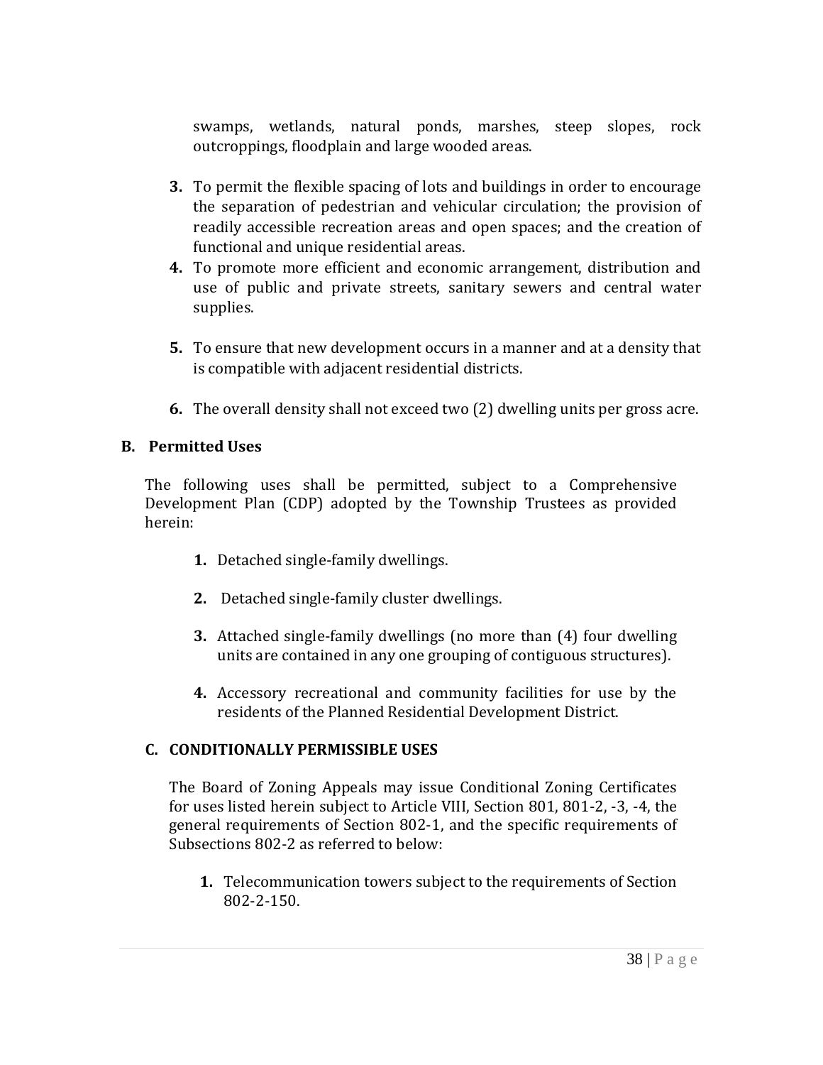swamps, wetlands, natural ponds, marshes, steep slopes, rock outcroppings, floodplain and large wooded areas.

3. To permit the flexible spacing of lots and buildings in order to encourage the separation of pedestrian and vehicular circulation; the provision of readily accessible recreation areas and open spaces; and the creation of functional and unique residential areas.
4. To promote more efficient and economic arrangement, distribution and use of public and private streets, sanitary sewers and central water supplies.
5. To ensure that new development occurs in a manner and at a density that is compatible with adjacent residential districts.
6. The overall density shall not exceed two (2) dwelling units per gross acre.

**B. Permitted Uses**

The following uses shall be permitted, subject to a Comprehensive Development Plan (CDP) adopted by the Township Trustees as provided herein:

1. Detached single-family dwellings.
2. Detached single-family cluster dwellings.
3. Attached single-family dwellings (no more than (4) four dwelling units are contained in any one grouping of contiguous structures).
4. Accessory recreational and community facilities for use by the residents of the Planned Residential Development District.

**C. CONDITIONALLY PERMISSIBLE USES**

The Board of Zoning Appeals may issue Conditional Zoning Certificates for uses listed herein subject to Article VIII, Section 801, 801-2, -3, -4, the general requirements of Section 802-1, and the specific requirements of Subsections 802-2 as referred to below:

1. Telecommunication towers subject to the requirements of Section 802-2-150.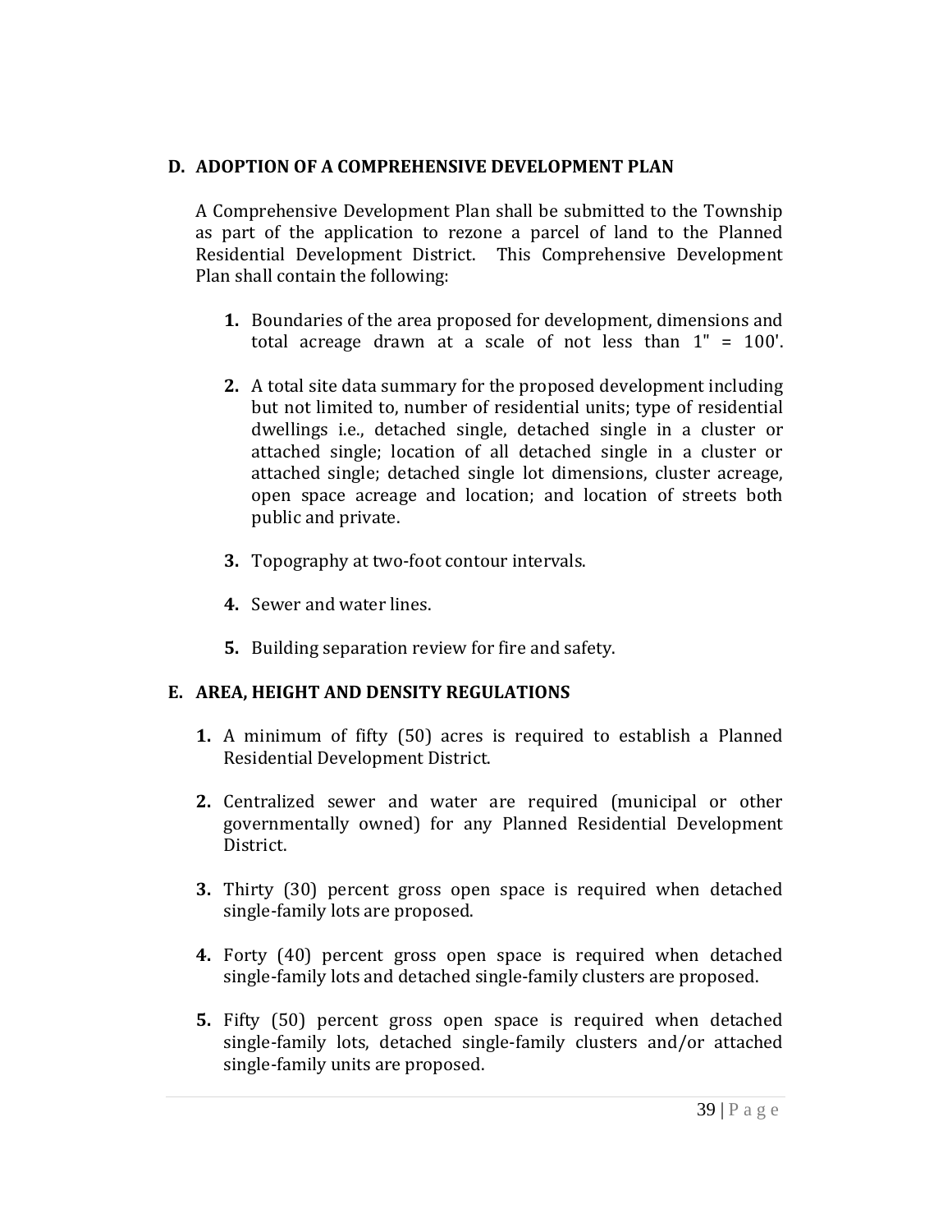## D. ADOPTION OF A COMPREHENSIVE DEVELOPMENT PLAN

A Comprehensive Development Plan shall be submitted to the Township as part of the application to rezone a parcel of land to the Planned Residential Development District. This Comprehensive Development Plan shall contain the following:

1. Boundaries of the area proposed for development, dimensions and total acreage drawn at a scale of not less than 1" = 100'.

2. A total site data summary for the proposed development including but not limited to, number of residential units; type of residential dwellings i.e., detached single, detached single in a cluster or attached single; location of all detached single in a cluster or attached single; detached single lot dimensions, cluster acreage, open space acreage and location; and location of streets both public and private.

3. Topography at two-foot contour intervals.

4. Sewer and water lines.

5. Building separation review for fire and safety.

## E. AREA, HEIGHT AND DENSITY REGULATIONS

1. A minimum of fifty (50) acres is required to establish a Planned Residential Development District.

2. Centralized sewer and water are required (municipal or other governmentally owned) for any Planned Residential Development District.

3. Thirty (30) percent gross open space is required when detached single-family lots are proposed.

4. Forty (40) percent gross open space is required when detached single-family lots and detached single-family clusters are proposed.

5. Fifty (50) percent gross open space is required when detached single-family lots, detached single-family clusters and/or attached single-family units are proposed.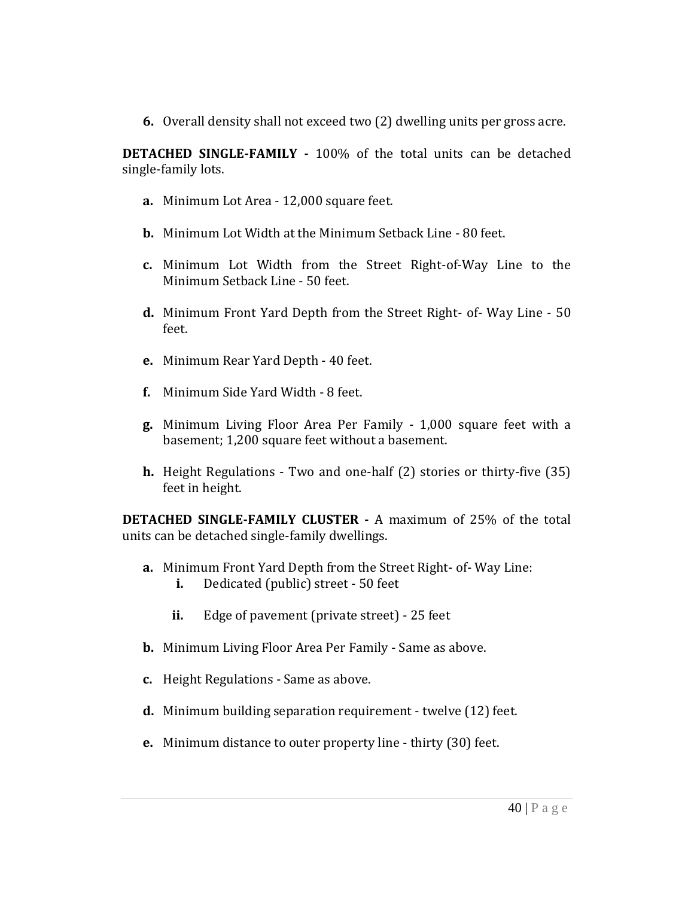**6.** Overall density shall not exceed two (2) dwelling units per gross acre.

**DETACHED SINGLE-FAMILY -** 100% of the total units can be detached single-family lots.

**a.** Minimum Lot Area - 12,000 square feet.

**b.** Minimum Lot Width at the Minimum Setback Line - 80 feet.

**c.** Minimum Lot Width from the Street Right-of-Way Line to the Minimum Setback Line - 50 feet.

**d.** Minimum Front Yard Depth from the Street Right- of- Way Line - 50 feet.

**e.** Minimum Rear Yard Depth - 40 feet.

**f.** Minimum Side Yard Width - 8 feet.

**g.** Minimum Living Floor Area Per Family - 1,000 square feet with a basement; 1,200 square feet without a basement.

**h.** Height Regulations - Two and one-half (2) stories or thirty-five (35) feet in height.

**DETACHED SINGLE-FAMILY CLUSTER -** A maximum of 25% of the total units can be detached single-family dwellings.

**a.** Minimum Front Yard Depth from the Street Right- of- Way Line:

**i.** Dedicated (public) street - 50 feet

**ii.** Edge of pavement (private street) - 25 feet

**b.** Minimum Living Floor Area Per Family - Same as above.

**c.** Height Regulations - Same as above.

**d.** Minimum building separation requirement - twelve (12) feet.

**e.** Minimum distance to outer property line - thirty (30) feet.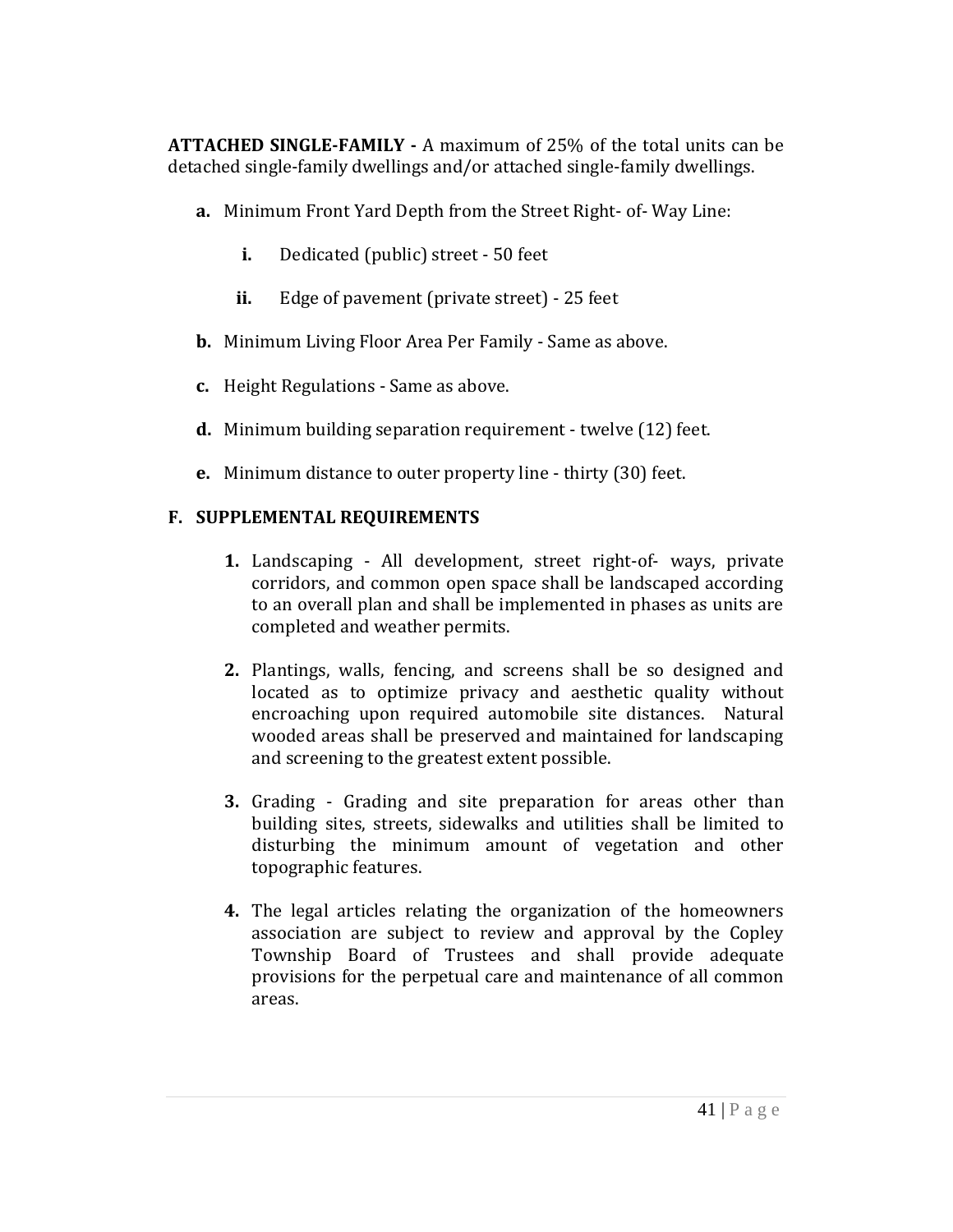**ATTACHED SINGLE-FAMILY -** A maximum of 25% of the total units can be detached single-family dwellings and/or attached single-family dwellings.

- **a.** Minimum Front Yard Depth from the Street Right- of- Way Line:
  - **i.** Dedicated (public) street - 50 feet
  - **ii.** Edge of pavement (private street) - 25 feet
- **b.** Minimum Living Floor Area Per Family - Same as above.
- **c.** Height Regulations - Same as above.
- **d.** Minimum building separation requirement - twelve (12) feet.
- **e.** Minimum distance to outer property line - thirty (30) feet.

## F. SUPPLEMENTAL REQUIREMENTS

1. Landscaping - All development, street right-of- ways, private corridors, and common open space shall be landscaped according to an overall plan and shall be implemented in phases as units are completed and weather permits.
2. Plantings, walls, fencing, and screens shall be so designed and located as to optimize privacy and aesthetic quality without encroaching upon required automobile site distances. Natural wooded areas shall be preserved and maintained for landscaping and screening to the greatest extent possible.
3. Grading - Grading and site preparation for areas other than building sites, streets, sidewalks and utilities shall be limited to disturbing the minimum amount of vegetation and other topographic features.
4. The legal articles relating the organization of the homeowners association are subject to review and approval by the Copley Township Board of Trustees and shall provide adequate provisions for the perpetual care and maintenance of all common areas.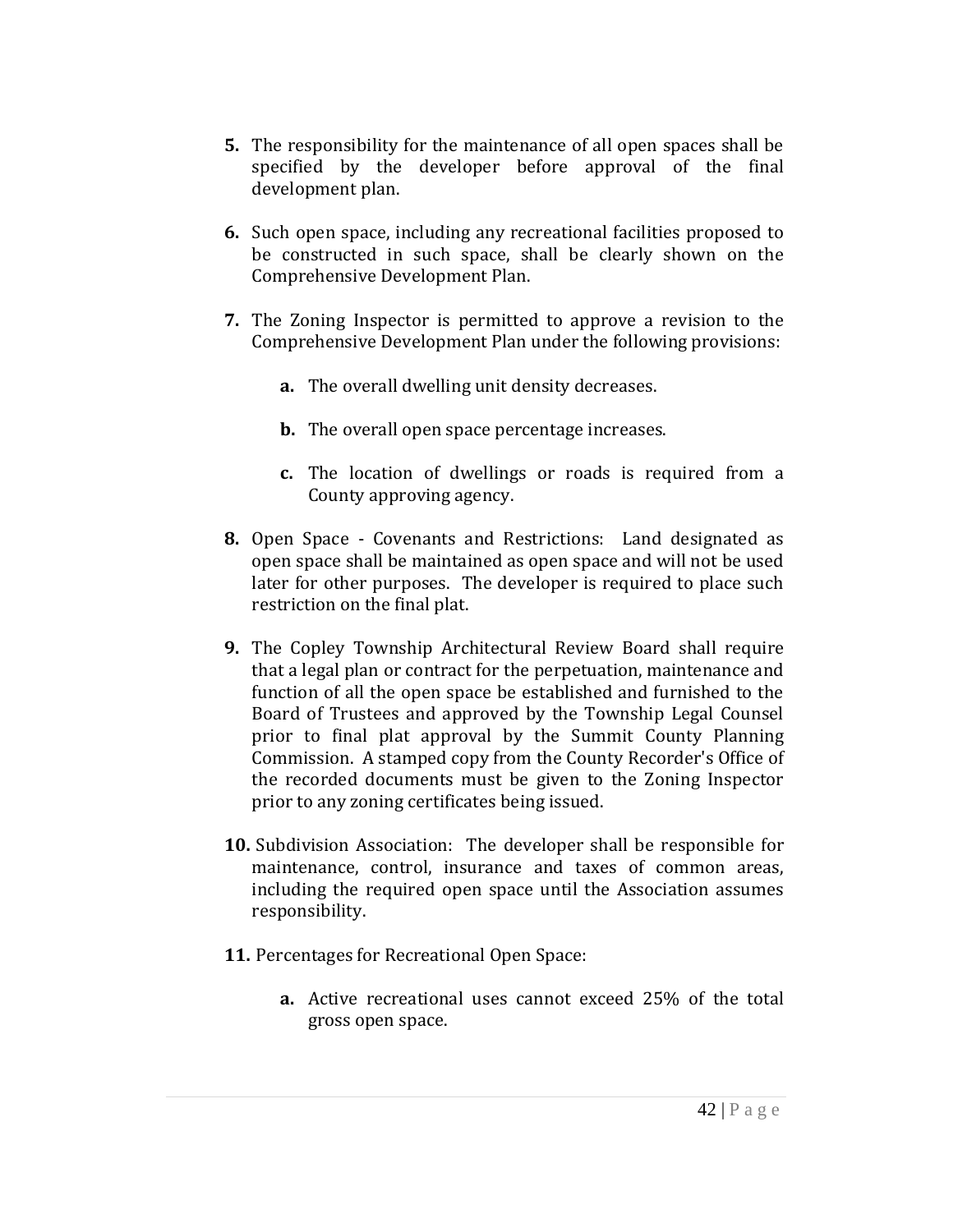**5.** The responsibility for the maintenance of all open spaces shall be specified by the developer before approval of the final development plan.

**6.** Such open space, including any recreational facilities proposed to be constructed in such space, shall be clearly shown on the Comprehensive Development Plan.

**7.** The Zoning Inspector is permitted to approve a revision to the Comprehensive Development Plan under the following provisions:

- **a.** The overall dwelling unit density decreases.

- **b.** The overall open space percentage increases.

- **c.** The location of dwellings or roads is required from a County approving agency.

**8.** Open Space - Covenants and Restrictions: Land designated as open space shall be maintained as open space and will not be used later for other purposes. The developer is required to place such restriction on the final plat.

**9.** The Copley Township Architectural Review Board shall require that a legal plan or contract for the perpetuation, maintenance and function of all the open space be established and furnished to the Board of Trustees and approved by the Township Legal Counsel prior to final plat approval by the Summit County Planning Commission. A stamped copy from the County Recorder's Office of the recorded documents must be given to the Zoning Inspector prior to any zoning certificates being issued.

**10.** Subdivision Association: The developer shall be responsible for maintenance, control, insurance and taxes of common areas, including the required open space until the Association assumes responsibility.

**11.** Percentages for Recreational Open Space:

- **a.** Active recreational uses cannot exceed 25% of the total gross open space.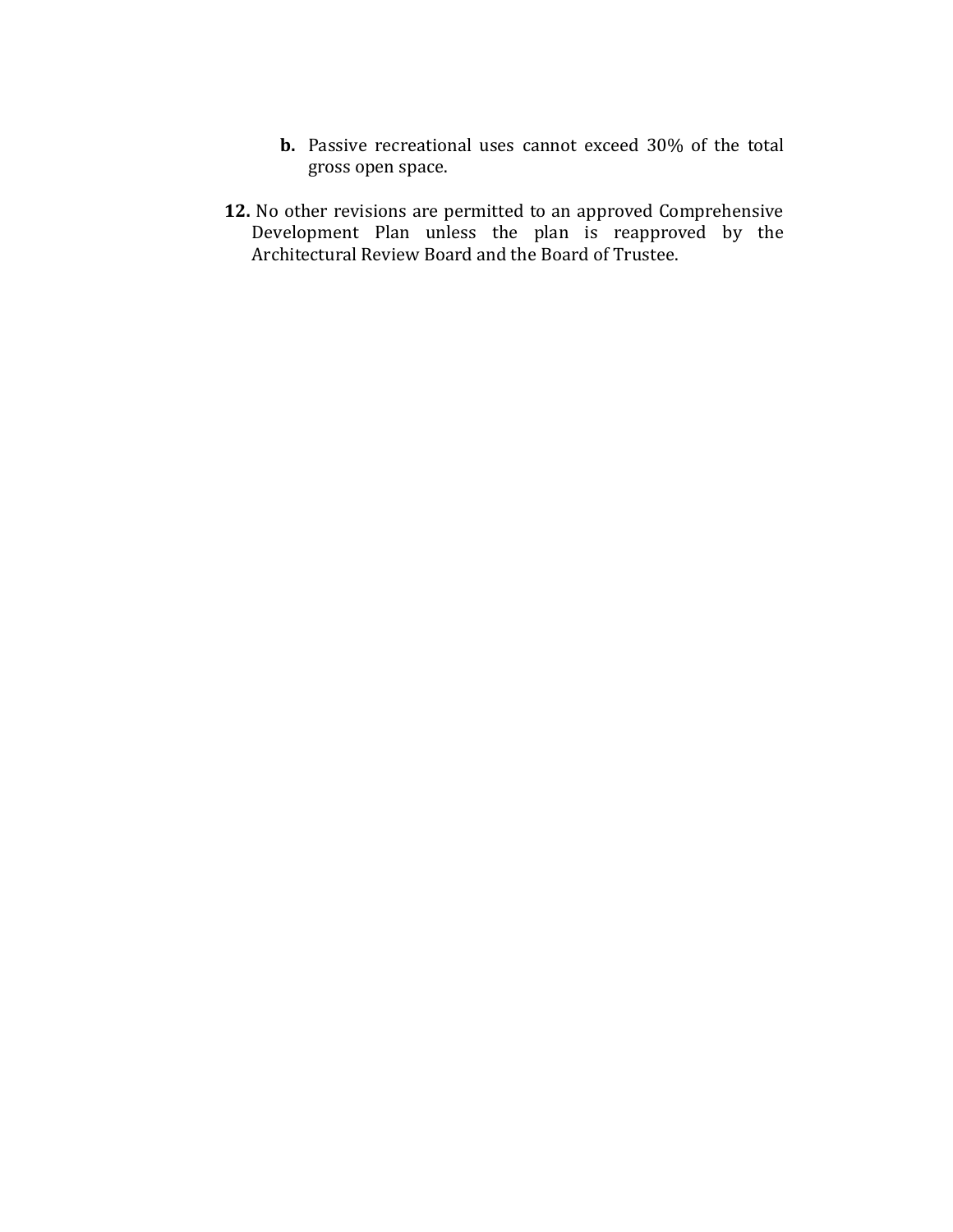**b.** Passive recreational uses cannot exceed 30% of the total gross open space.

**12.** No other revisions are permitted to an approved Comprehensive Development Plan unless the plan is reapproved by the Architectural Review Board and the Board of Trustee.